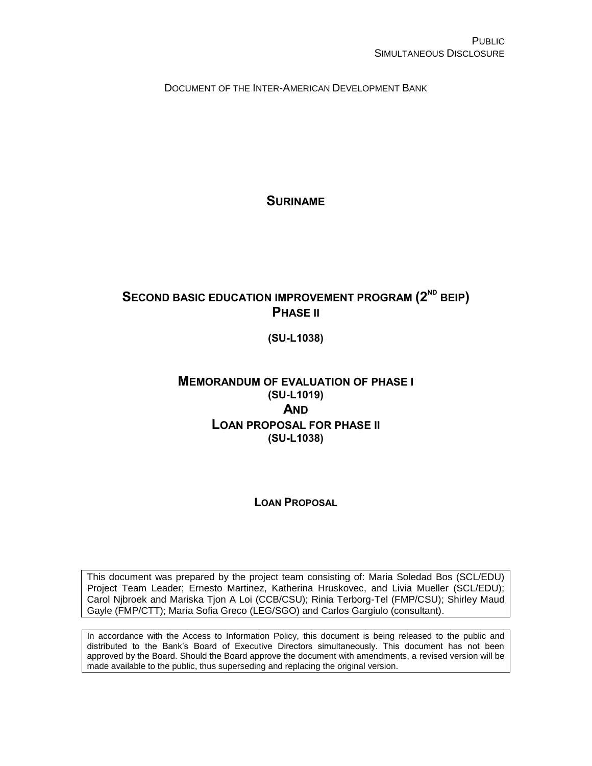PUBLIC
SIMULTANEOUS DISCLOSURE

DOCUMENT OF THE INTER-AMERICAN DEVELOPMENT BANK

# SURINAME

# SECOND BASIC EDUCATION IMPROVEMENT PROGRAM ($2^{ND}$ BEIP) PHASE II

**(SU-L1038)**

## MEMORANDUM OF EVALUATION OF PHASE I
**(SU-L1019)**
## AND
## LOAN PROPOSAL FOR PHASE II
**(SU-L1038)**

**LOAN PROPOSAL**

This document was prepared by the project team consisting of: Maria Soledad Bos (SCL/EDU) Project Team Leader; Ernesto Martinez, Katherina Hruskovec, and Livia Mueller (SCL/EDU); Carol Njbroek and Mariska Tjon A Loi (CCB/CSU); Rinia Terborg-Tel (FMP/CSU); Shirley Maud Gayle (FMP/CTT); María Sofia Greco (LEG/SGO) and Carlos Gargiulo (consultant).

In accordance with the Access to Information Policy, this document is being released to the public and distributed to the Bank's Board of Executive Directors simultaneously. This document has not been approved by the Board. Should the Board approve the document with amendments, a revised version will be made available to the public, thus superseding and replacing the original version.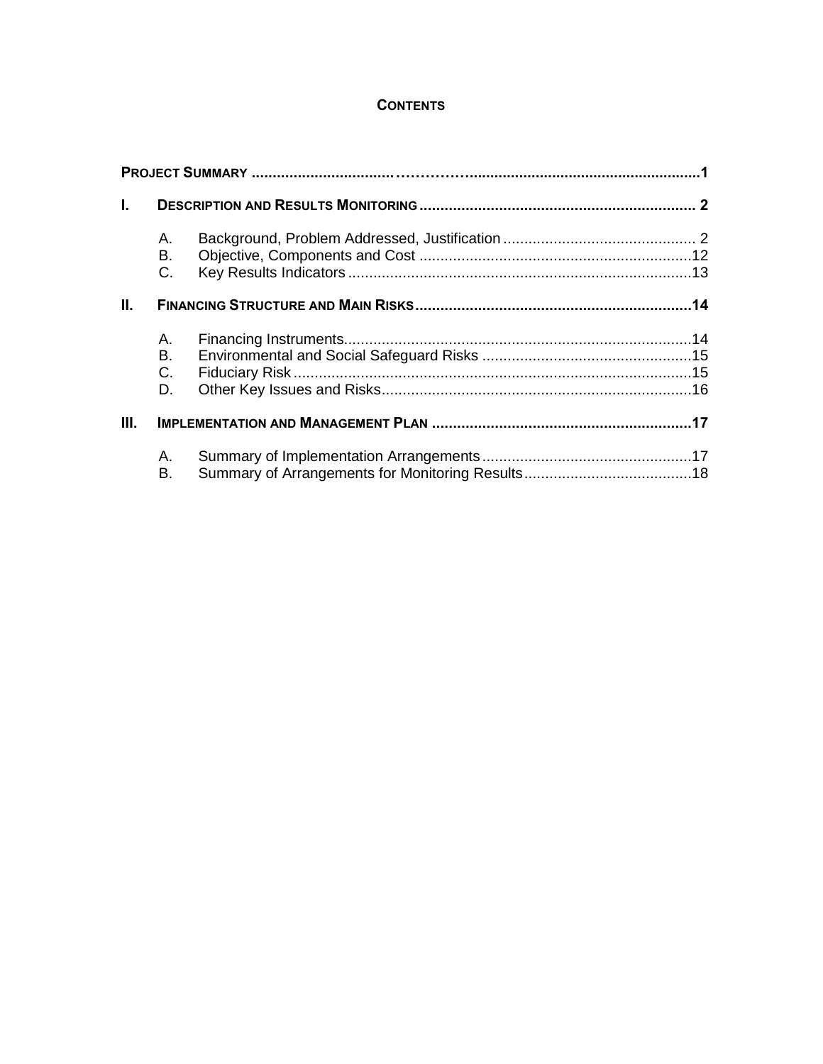# CONTENTS

**PROJECT SUMMARY** ........................................................................ **1**

**I. DESCRIPTION AND RESULTS MONITORING** ........................................ **2**

- A. Background, Problem Addressed, Justification ........................................ 2
- B. Objective, Components and Cost ........................................ 12
- C. Key Results Indicators ........................................ 13

**II. FINANCING STRUCTURE AND MAIN RISKS** ........................................ **14**

- A. Financing Instruments ........................................ 14
- B. Environmental and Social Safeguard Risks ........................................ 15
- C. Fiduciary Risk ........................................ 15
- D. Other Key Issues and Risks ........................................ 16

**III. IMPLEMENTATION AND MANAGEMENT PLAN** ........................................ **17**

- A. Summary of Implementation Arrangements ........................................ 17
- B. Summary of Arrangements for Monitoring Results ........................................ 18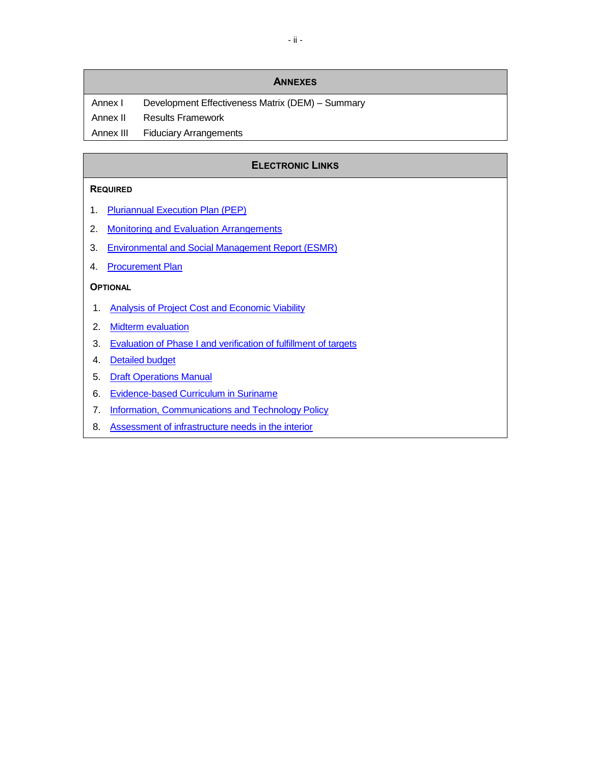## ANNEXES

| | |
|---|---|
| Annex I | Development Effectiveness Matrix (DEM) – Summary |
| Annex II | Results Framework |
| Annex III | Fiduciary Arrangements |

## ELECTRONIC LINKS

**REQUIRED**

1. Pluriannual Execution Plan (PEP)
2. Monitoring and Evaluation Arrangements
3. Environmental and Social Management Report (ESMR)
4. Procurement Plan

**OPTIONAL**

1. Analysis of Project Cost and Economic Viability
2. Midterm evaluation
3. Evaluation of Phase I and verification of fulfillment of targets
4. Detailed budget
5. Draft Operations Manual
6. Evidence-based Curriculum in Suriname
7. Information, Communications and Technology Policy
8. Assessment of infrastructure needs in the interior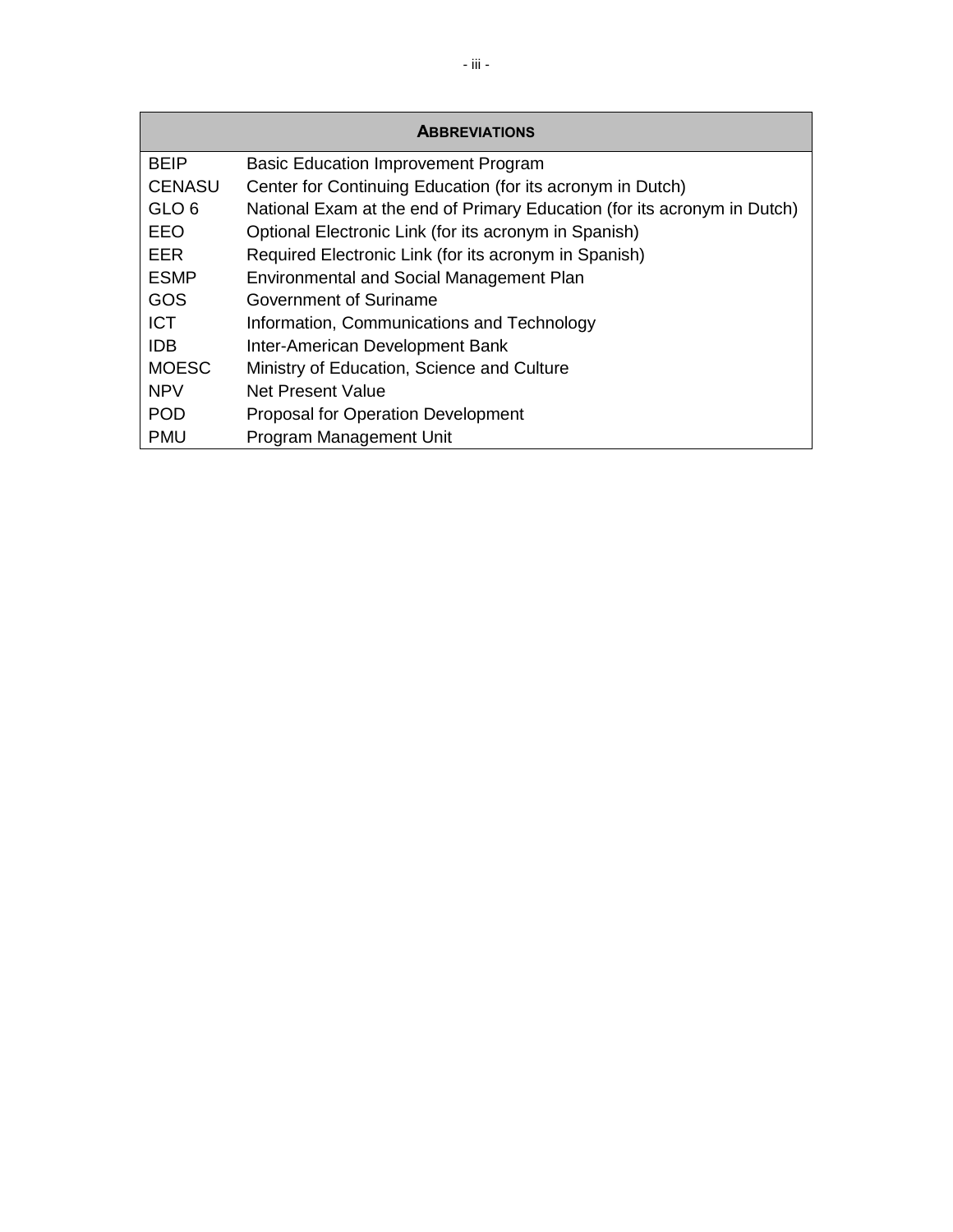| ABBREVIATIONS | |
|---|---|
| BEIP | Basic Education Improvement Program |
| CENASU | Center for Continuing Education (for its acronym in Dutch) |
| GLO 6 | National Exam at the end of Primary Education (for its acronym in Dutch) |
| EEO | Optional Electronic Link (for its acronym in Spanish) |
| EER | Required Electronic Link (for its acronym in Spanish) |
| ESMP | Environmental and Social Management Plan |
| GOS | Government of Suriname |
| ICT | Information, Communications and Technology |
| IDB | Inter-American Development Bank |
| MOESC | Ministry of Education, Science and Culture |
| NPV | Net Present Value |
| POD | Proposal for Operation Development |
| PMU | Program Management Unit |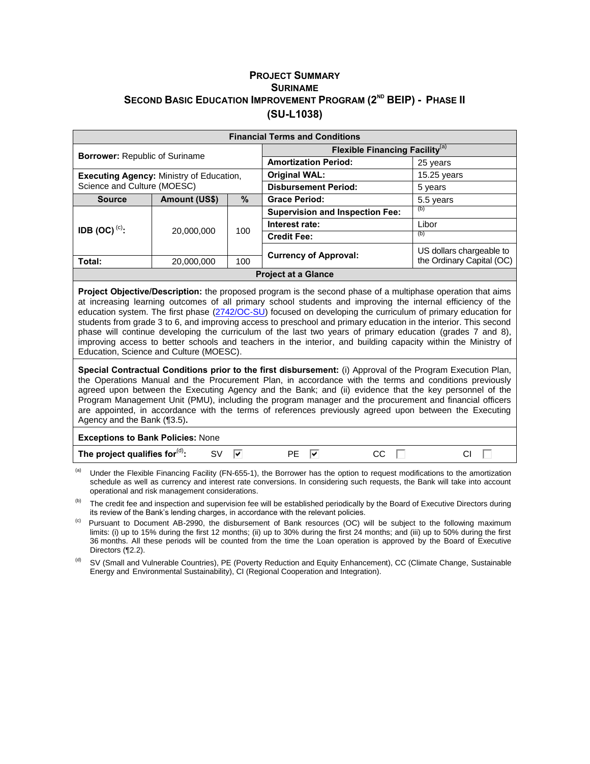# PROJECT SUMMARY
# SURINAME
# SECOND BASIC EDUCATION IMPROVEMENT PROGRAM (2ND BEIP) - PHASE II
# (SU-L1038)

| Financial Terms and Conditions | | | | |
|---|---|---|---|---|
| **Borrower:** Republic of Suriname | | | **Flexible Financing Facility**[(a)] | |
| | | | **Amortization Period:** | 25 years |
| **Executing Agency:** Ministry of Education, Science and Culture (MOESC) | | | **Original WAL:** | 15.25 years |
| | | | **Disbursement Period:** | 5 years |
| **Source** | **Amount (US$)** | **%** | **Grace Period:** | 5.5 years |
| **IDB (OC)** [(c)]**:** | 20,000,000 | 100 | **Supervision and Inspection Fee:** | [(b)] |
| | | | **Interest rate:** | Libor |
| | | | **Credit Fee:** | [(b)] |
| | | | **Currency of Approval:** | US dollars chargeable to the Ordinary Capital (OC) |
| **Total:** | 20,000,000 | 100 | | |

**Project at a Glance**

**Project Objective/Description:** the proposed program is the second phase of a multiphase operation that aims at increasing learning outcomes of all primary school students and improving the internal efficiency of the education system. The first phase (2742/OC-SU) focused on developing the curriculum of primary education for students from grade 3 to 6, and improving access to preschool and primary education in the interior. This second phase will continue developing the curriculum of the last two years of primary education (grades 7 and 8), improving access to better schools and teachers in the interior, and building capacity within the Ministry of Education, Science and Culture (MOESC).

**Special Contractual Conditions prior to the first disbursement:** (i) Approval of the Program Execution Plan, the Operations Manual and the Procurement Plan, in accordance with the terms and conditions previously agreed upon between the Executing Agency and the Bank; and (ii) evidence that the key personnel of the Program Management Unit (PMU), including the program manager and the procurement and financial officers are appointed, in accordance with the terms of references previously agreed upon between the Executing Agency and the Bank (¶3.5).

**Exceptions to Bank Policies:** None

**The project qualifies for**[(d)]**:** SV ☑ PE ☑ CC ☐ CI ☐

(a) Under the Flexible Financing Facility (FN-655-1), the Borrower has the option to request modifications to the amortization schedule as well as currency and interest rate conversions. In considering such requests, the Bank will take into account operational and risk management considerations.

(b) The credit fee and inspection and supervision fee will be established periodically by the Board of Executive Directors during its review of the Bank's lending charges, in accordance with the relevant policies.

(c) Pursuant to Document AB-2990, the disbursement of Bank resources (OC) will be subject to the following maximum limits: (i) up to 15% during the first 12 months; (ii) up to 30% during the first 24 months; and (iii) up to 50% during the first 36 months. All these periods will be counted from the time the Loan operation is approved by the Board of Executive Directors (¶2.2).

(d) SV (Small and Vulnerable Countries), PE (Poverty Reduction and Equity Enhancement), CC (Climate Change, Sustainable Energy and Environmental Sustainability), CI (Regional Cooperation and Integration).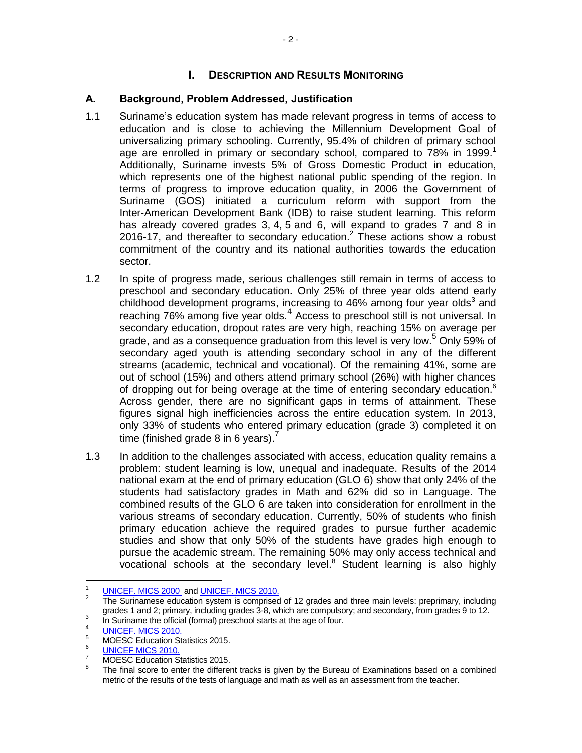# I. DESCRIPTION AND RESULTS MONITORING

## A. Background, Problem Addressed, Justification

1.1 Suriname's education system has made relevant progress in terms of access to education and is close to achieving the Millennium Development Goal of universalizing primary schooling. Currently, 95.4% of children of primary school age are enrolled in primary or secondary school, compared to 78% in 1999.[1] Additionally, Suriname invests 5% of Gross Domestic Product in education, which represents one of the highest national public spending of the region. In terms of progress to improve education quality, in 2006 the Government of Suriname (GOS) initiated a curriculum reform with support from the Inter-American Development Bank (IDB) to raise student learning. This reform has already covered grades 3, 4, 5 and 6, will expand to grades 7 and 8 in 2016-17, and thereafter to secondary education.[2] These actions show a robust commitment of the country and its national authorities towards the education sector.

1.2 In spite of progress made, serious challenges still remain in terms of access to preschool and secondary education. Only 25% of three year olds attend early childhood development programs, increasing to 46% among four year olds[3] and reaching 76% among five year olds.[4] Access to preschool still is not universal. In secondary education, dropout rates are very high, reaching 15% on average per grade, and as a consequence graduation from this level is very low.[5] Only 59% of secondary aged youth is attending secondary school in any of the different streams (academic, technical and vocational). Of the remaining 41%, some are out of school (15%) and others attend primary school (26%) with higher chances of dropping out for being overage at the time of entering secondary education.[6] Across gender, there are no significant gaps in terms of attainment. These figures signal high inefficiencies across the entire education system. In 2013, only 33% of students who entered primary education (grade 3) completed it on time (finished grade 8 in 6 years).[7]

1.3 In addition to the challenges associated with access, education quality remains a problem: student learning is low, unequal and inadequate. Results of the 2014 national exam at the end of primary education (GLO 6) show that only 24% of the students had satisfactory grades in Math and 62% did so in Language. The combined results of the GLO 6 are taken into consideration for enrollment in the various streams of secondary education. Currently, 50% of students who finish primary education achieve the required grades to pursue further academic studies and show that only 50% of the students have grades high enough to pursue the academic stream. The remaining 50% may only access technical and vocational schools at the secondary level.[8] Student learning is also highly

---

[1] UNICEF. MICS 2000 and UNICEF. MICS 2010.

[2] The Surinamese education system is comprised of 12 grades and three main levels: preprimary, including grades 1 and 2; primary, including grades 3-8, which are compulsory; and secondary, from grades 9 to 12.

[3] In Suriname the official (formal) preschool starts at the age of four.

[4] UNICEF. MICS 2010.

[5] MOESC Education Statistics 2015.

[6] UNICEF MICS 2010.

[7] MOESC Education Statistics 2015.

[8] The final score to enter the different tracks is given by the Bureau of Examinations based on a combined metric of the results of the tests of language and math as well as an assessment from the teacher.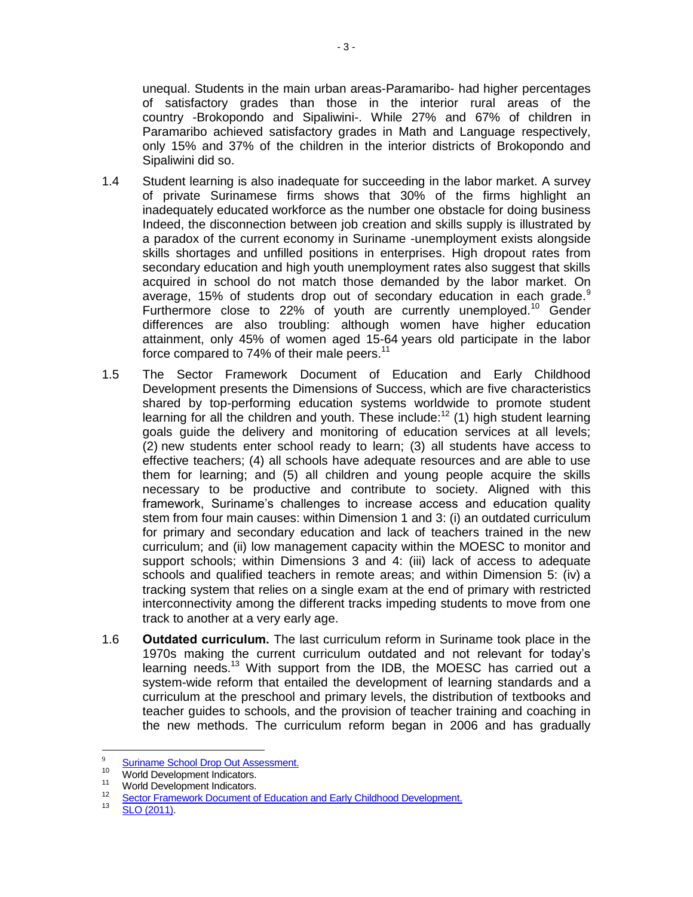unequal. Students in the main urban areas-Paramaribo- had higher percentages of satisfactory grades than those in the interior rural areas of the country -Brokopondo and Sipaliwini-. While 27% and 67% of children in Paramaribo achieved satisfactory grades in Math and Language respectively, only 15% and 37% of the children in the interior districts of Brokopondo and Sipaliwini did so.

1.4 Student learning is also inadequate for succeeding in the labor market. A survey of private Surinamese firms shows that 30% of the firms highlight an inadequately educated workforce as the number one obstacle for doing business Indeed, the disconnection between job creation and skills supply is illustrated by a paradox of the current economy in Suriname -unemployment exists alongside skills shortages and unfilled positions in enterprises. High dropout rates from secondary education and high youth unemployment rates also suggest that skills acquired in school do not match those demanded by the labor market. On average, 15% of students drop out of secondary education in each grade.[9] Furthermore close to 22% of youth are currently unemployed.[10] Gender differences are also troubling: although women have higher education attainment, only 45% of women aged 15-64 years old participate in the labor force compared to 74% of their male peers.[11]

1.5 The Sector Framework Document of Education and Early Childhood Development presents the Dimensions of Success, which are five characteristics shared by top-performing education systems worldwide to promote student learning for all the children and youth. These include:[12] (1) high student learning goals guide the delivery and monitoring of education services at all levels; (2) new students enter school ready to learn; (3) all students have access to effective teachers; (4) all schools have adequate resources and are able to use them for learning; and (5) all children and young people acquire the skills necessary to be productive and contribute to society. Aligned with this framework, Suriname's challenges to increase access and education quality stem from four main causes: within Dimension 1 and 3: (i) an outdated curriculum for primary and secondary education and lack of teachers trained in the new curriculum; and (ii) low management capacity within the MOESC to monitor and support schools; within Dimensions 3 and 4: (iii) lack of access to adequate schools and qualified teachers in remote areas; and within Dimension 5: (iv) a tracking system that relies on a single exam at the end of primary with restricted interconnectivity among the different tracks impeding students to move from one track to another at a very early age.

1.6 **Outdated curriculum.** The last curriculum reform in Suriname took place in the 1970s making the current curriculum outdated and not relevant for today's learning needs.[13] With support from the IDB, the MOESC has carried out a system-wide reform that entailed the development of learning standards and a curriculum at the preschool and primary levels, the distribution of textbooks and teacher guides to schools, and the provision of teacher training and coaching in the new methods. The curriculum reform began in 2006 and has gradually

[9] Suriname School Drop Out Assessment.

[10] World Development Indicators.

[11] World Development Indicators.

[12] Sector Framework Document of Education and Early Childhood Development.

[13] SLO (2011).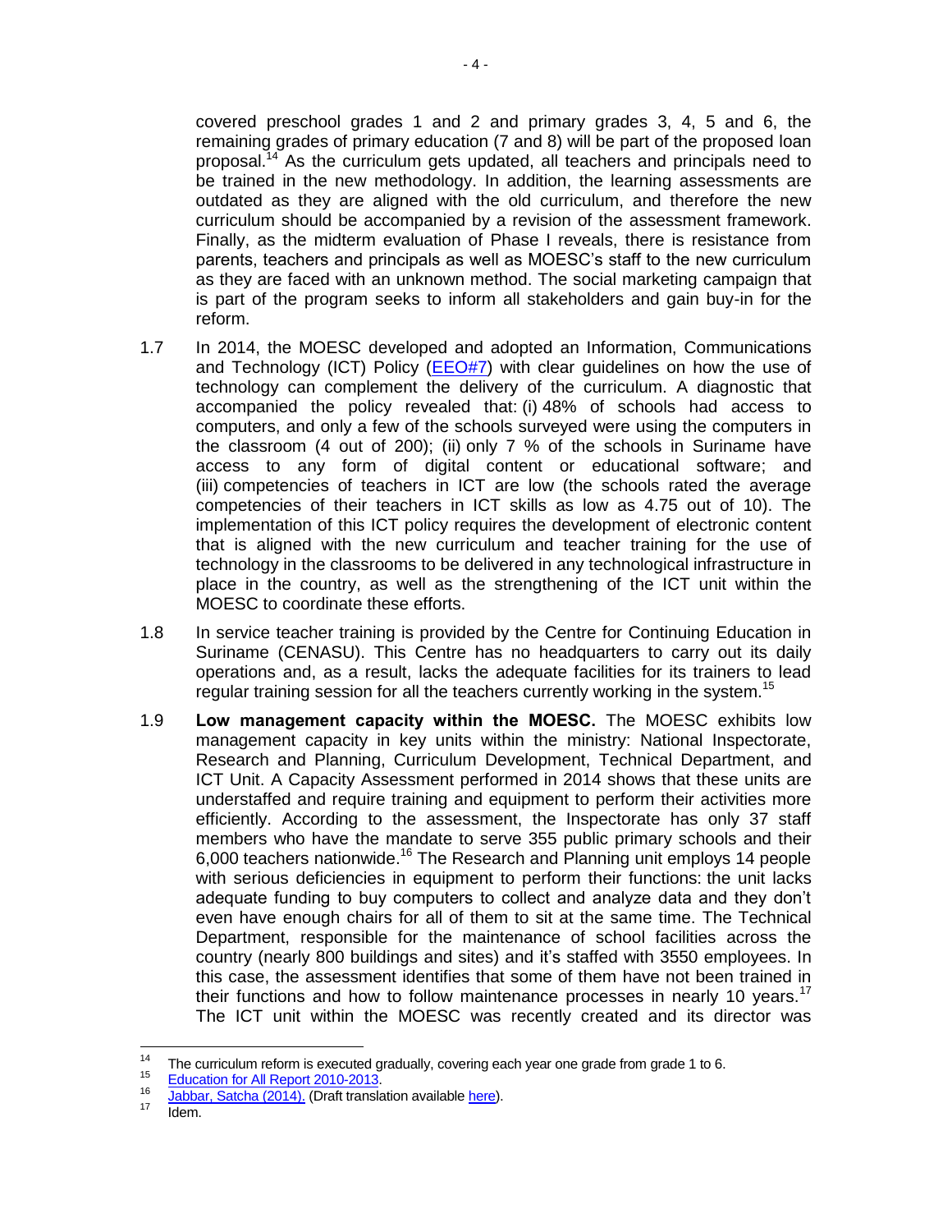covered preschool grades 1 and 2 and primary grades 3, 4, 5 and 6, the remaining grades of primary education (7 and 8) will be part of the proposed loan proposal.[14] As the curriculum gets updated, all teachers and principals need to be trained in the new methodology. In addition, the learning assessments are outdated as they are aligned with the old curriculum, and therefore the new curriculum should be accompanied by a revision of the assessment framework. Finally, as the midterm evaluation of Phase I reveals, there is resistance from parents, teachers and principals as well as MOESC's staff to the new curriculum as they are faced with an unknown method. The social marketing campaign that is part of the program seeks to inform all stakeholders and gain buy-in for the reform.

1.7 In 2014, the MOESC developed and adopted an Information, Communications and Technology (ICT) Policy (EEO#7) with clear guidelines on how the use of technology can complement the delivery of the curriculum. A diagnostic that accompanied the policy revealed that: (i) 48% of schools had access to computers, and only a few of the schools surveyed were using the computers in the classroom (4 out of 200); (ii) only 7 % of the schools in Suriname have access to any form of digital content or educational software; and (iii) competencies of teachers in ICT are low (the schools rated the average competencies of their teachers in ICT skills as low as 4.75 out of 10). The implementation of this ICT policy requires the development of electronic content that is aligned with the new curriculum and teacher training for the use of technology in the classrooms to be delivered in any technological infrastructure in place in the country, as well as the strengthening of the ICT unit within the MOESC to coordinate these efforts.

1.8 In service teacher training is provided by the Centre for Continuing Education in Suriname (CENASU). This Centre has no headquarters to carry out its daily operations and, as a result, lacks the adequate facilities for its trainers to lead regular training session for all the teachers currently working in the system.[15]

1.9 **Low management capacity within the MOESC.** The MOESC exhibits low management capacity in key units within the ministry: National Inspectorate, Research and Planning, Curriculum Development, Technical Department, and ICT Unit. A Capacity Assessment performed in 2014 shows that these units are understaffed and require training and equipment to perform their activities more efficiently. According to the assessment, the Inspectorate has only 37 staff members who have the mandate to serve 355 public primary schools and their 6,000 teachers nationwide.[16] The Research and Planning unit employs 14 people with serious deficiencies in equipment to perform their functions: the unit lacks adequate funding to buy computers to collect and analyze data and they don't even have enough chairs for all of them to sit at the same time. The Technical Department, responsible for the maintenance of school facilities across the country (nearly 800 buildings and sites) and it's staffed with 3550 employees. In this case, the assessment identifies that some of them have not been trained in their functions and how to follow maintenance processes in nearly 10 years.[17] The ICT unit within the MOESC was recently created and its director was

---

[14] The curriculum reform is executed gradually, covering each year one grade from grade 1 to 6.

[15] Education for All Report 2010-2013.

[16] Jabbar, Satcha (2014). (Draft translation available here).

[17] Idem.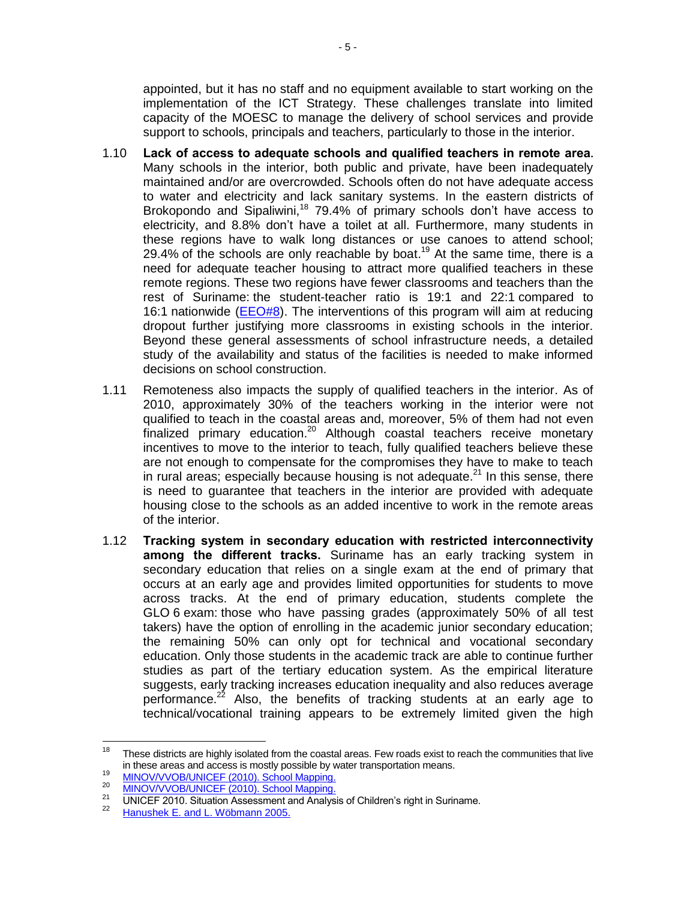appointed, but it has no staff and no equipment available to start working on the implementation of the ICT Strategy. These challenges translate into limited capacity of the MOESC to manage the delivery of school services and provide support to schools, principals and teachers, particularly to those in the interior.

1.10 **Lack of access to adequate schools and qualified teachers in remote area**. Many schools in the interior, both public and private, have been inadequately maintained and/or are overcrowded. Schools often do not have adequate access to water and electricity and lack sanitary systems. In the eastern districts of Brokopondo and Sipaliwini,[18] 79.4% of primary schools don't have access to electricity, and 8.8% don't have a toilet at all. Furthermore, many students in these regions have to walk long distances or use canoes to attend school; 29.4% of the schools are only reachable by boat.[19] At the same time, there is a need for adequate teacher housing to attract more qualified teachers in these remote regions. These two regions have fewer classrooms and teachers than the rest of Suriname: the student-teacher ratio is 19:1 and 22:1 compared to 16:1 nationwide (EEO#8). The interventions of this program will aim at reducing dropout further justifying more classrooms in existing schools in the interior. Beyond these general assessments of school infrastructure needs, a detailed study of the availability and status of the facilities is needed to make informed decisions on school construction.

1.11 Remoteness also impacts the supply of qualified teachers in the interior. As of 2010, approximately 30% of the teachers working in the interior were not qualified to teach in the coastal areas and, moreover, 5% of them had not even finalized primary education.[20] Although coastal teachers receive monetary incentives to move to the interior to teach, fully qualified teachers believe these are not enough to compensate for the compromises they have to make to teach in rural areas; especially because housing is not adequate.[21] In this sense, there is need to guarantee that teachers in the interior are provided with adequate housing close to the schools as an added incentive to work in the remote areas of the interior.

1.12 **Tracking system in secondary education with restricted interconnectivity among the different tracks.** Suriname has an early tracking system in secondary education that relies on a single exam at the end of primary that occurs at an early age and provides limited opportunities for students to move across tracks. At the end of primary education, students complete the GLO 6 exam: those who have passing grades (approximately 50% of all test takers) have the option of enrolling in the academic junior secondary education; the remaining 50% can only opt for technical and vocational secondary education. Only those students in the academic track are able to continue further studies as part of the tertiary education system. As the empirical literature suggests, early tracking increases education inequality and also reduces average performance.[22] Also, the benefits of tracking students at an early age to technical/vocational training appears to be extremely limited given the high

---

[18] These districts are highly isolated from the coastal areas. Few roads exist to reach the communities that live in these areas and access is mostly possible by water transportation means.

[19] MINOV/VVOB/UNICEF (2010). School Mapping.

[20] MINOV/VVOB/UNICEF (2010). School Mapping.

[21] UNICEF 2010. Situation Assessment and Analysis of Children's right in Suriname.

[22] Hanushek E. and L. Wöbmann 2005.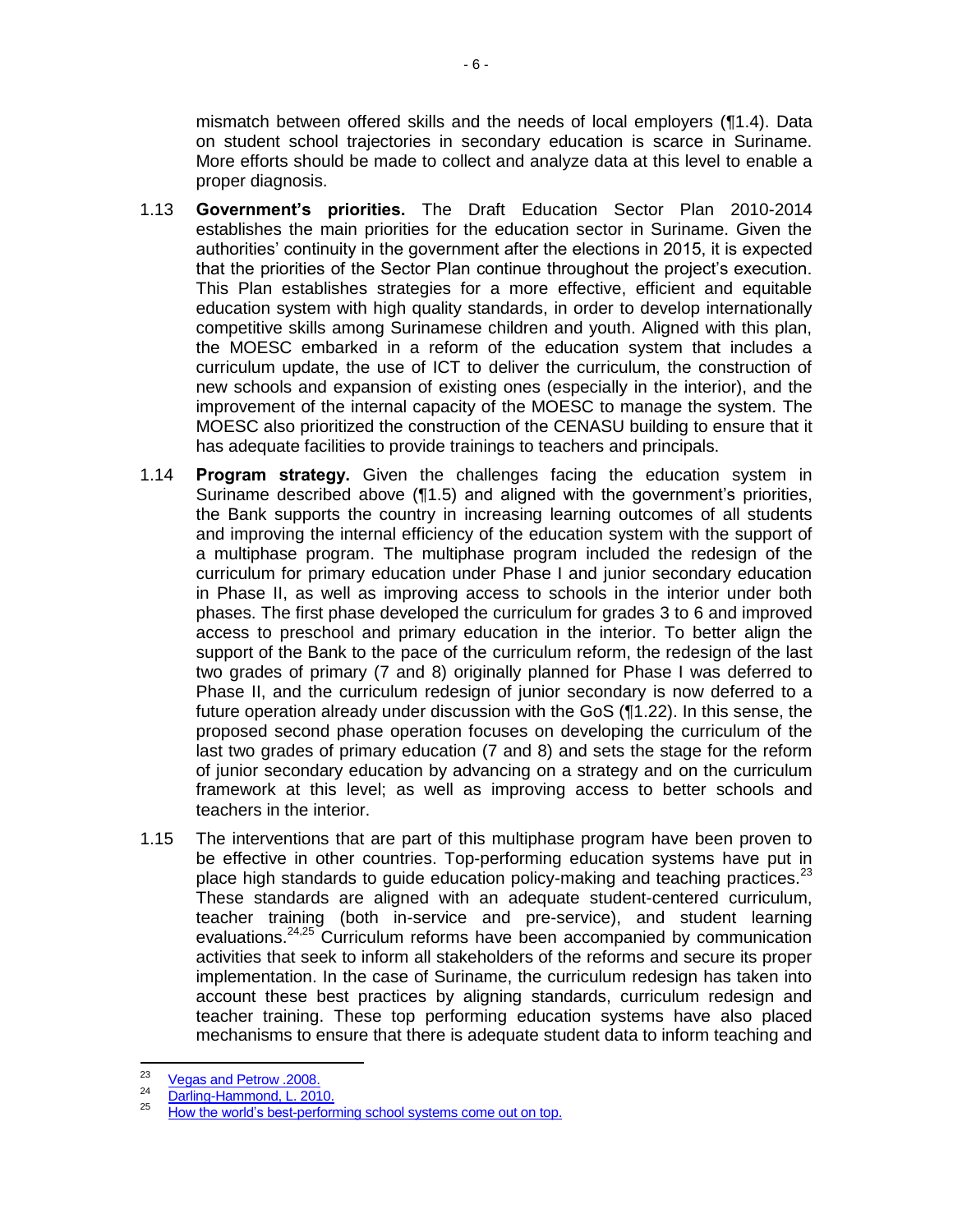mismatch between offered skills and the needs of local employers (¶1.4). Data on student school trajectories in secondary education is scarce in Suriname. More efforts should be made to collect and analyze data at this level to enable a proper diagnosis.

1.13 **Government's priorities.** The Draft Education Sector Plan 2010-2014 establishes the main priorities for the education sector in Suriname. Given the authorities' continuity in the government after the elections in 2015, it is expected that the priorities of the Sector Plan continue throughout the project's execution. This Plan establishes strategies for a more effective, efficient and equitable education system with high quality standards, in order to develop internationally competitive skills among Surinamese children and youth. Aligned with this plan, the MOESC embarked in a reform of the education system that includes a curriculum update, the use of ICT to deliver the curriculum, the construction of new schools and expansion of existing ones (especially in the interior), and the improvement of the internal capacity of the MOESC to manage the system. The MOESC also prioritized the construction of the CENASU building to ensure that it has adequate facilities to provide trainings to teachers and principals.

1.14 **Program strategy.** Given the challenges facing the education system in Suriname described above (¶1.5) and aligned with the government's priorities, the Bank supports the country in increasing learning outcomes of all students and improving the internal efficiency of the education system with the support of a multiphase program. The multiphase program included the redesign of the curriculum for primary education under Phase I and junior secondary education in Phase II, as well as improving access to schools in the interior under both phases. The first phase developed the curriculum for grades 3 to 6 and improved access to preschool and primary education in the interior. To better align the support of the Bank to the pace of the curriculum reform, the redesign of the last two grades of primary (7 and 8) originally planned for Phase I was deferred to Phase II, and the curriculum redesign of junior secondary is now deferred to a future operation already under discussion with the GoS (¶1.22). In this sense, the proposed second phase operation focuses on developing the curriculum of the last two grades of primary education (7 and 8) and sets the stage for the reform of junior secondary education by advancing on a strategy and on the curriculum framework at this level; as well as improving access to better schools and teachers in the interior.

1.15 The interventions that are part of this multiphase program have been proven to be effective in other countries. Top-performing education systems have put in place high standards to guide education policy-making and teaching practices.[23] These standards are aligned with an adequate student-centered curriculum, teacher training (both in-service and pre-service), and student learning evaluations.[24,25] Curriculum reforms have been accompanied by communication activities that seek to inform all stakeholders of the reforms and secure its proper implementation. In the case of Suriname, the curriculum redesign has taken into account these best practices by aligning standards, curriculum redesign and teacher training. These top performing education systems have also placed mechanisms to ensure that there is adequate student data to inform teaching and

---

[23] Vegas and Petrow .2008.

[24] Darling-Hammond, L. 2010.

[25] How the world's best-performing school systems come out on top.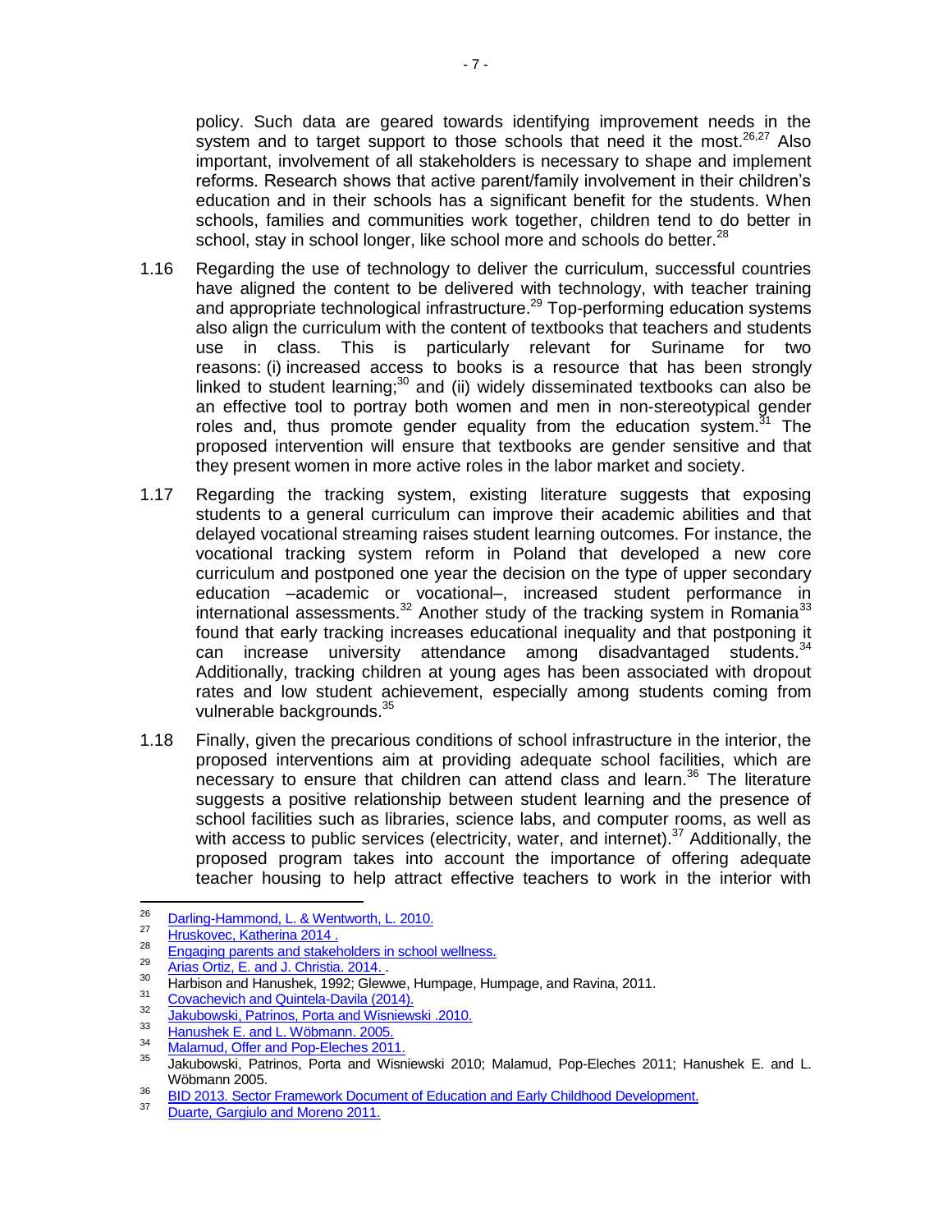policy. Such data are geared towards identifying improvement needs in the system and to target support to those schools that need it the most.[26,27] Also important, involvement of all stakeholders is necessary to shape and implement reforms. Research shows that active parent/family involvement in their children's education and in their schools has a significant benefit for the students. When schools, families and communities work together, children tend to do better in school, stay in school longer, like school more and schools do better.[28]

1.16 Regarding the use of technology to deliver the curriculum, successful countries have aligned the content to be delivered with technology, with teacher training and appropriate technological infrastructure.[29] Top-performing education systems also align the curriculum with the content of textbooks that teachers and students use in class. This is particularly relevant for Suriname for two reasons: (i) increased access to books is a resource that has been strongly linked to student learning;[30] and (ii) widely disseminated textbooks can also be an effective tool to portray both women and men in non-stereotypical gender roles and, thus promote gender equality from the education system.[31] The proposed intervention will ensure that textbooks are gender sensitive and that they present women in more active roles in the labor market and society.

1.17 Regarding the tracking system, existing literature suggests that exposing students to a general curriculum can improve their academic abilities and that delayed vocational streaming raises student learning outcomes. For instance, the vocational tracking system reform in Poland that developed a new core curriculum and postponed one year the decision on the type of upper secondary education –academic or vocational–, increased student performance in international assessments.[32] Another study of the tracking system in Romania[33] found that early tracking increases educational inequality and that postponing it can increase university attendance among disadvantaged students.[34] Additionally, tracking children at young ages has been associated with dropout rates and low student achievement, especially among students coming from vulnerable backgrounds.[35]

1.18 Finally, given the precarious conditions of school infrastructure in the interior, the proposed interventions aim at providing adequate school facilities, which are necessary to ensure that children can attend class and learn.[36] The literature suggests a positive relationship between student learning and the presence of school facilities such as libraries, science labs, and computer rooms, as well as with access to public services (electricity, water, and internet).[37] Additionally, the proposed program takes into account the importance of offering adequate teacher housing to help attract effective teachers to work in the interior with

---

[26] Darling-Hammond, L. & Wentworth, L. 2010.
[27] Hruskovec, Katherina 2014 .
[28] Engaging parents and stakeholders in school wellness.
[29] Arias Ortiz, E. and J. Christia. 2014. .
[30] Harbison and Hanushek, 1992; Glewwe, Humpage, Humpage, and Ravina, 2011.
[31] Covachevich and Quintela-Davila (2014).
[32] Jakubowski, Patrinos, Porta and Wisniewski .2010.
[33] Hanushek E. and L. Wöbmann. 2005.
[34] Malamud, Offer and Pop-Eleches 2011.
[35] Jakubowski, Patrinos, Porta and Wisniewski 2010; Malamud, Pop-Eleches 2011; Hanushek E. and L. Wöbmann 2005.
[36] BID 2013. Sector Framework Document of Education and Early Childhood Development.
[37] Duarte, Gargiulo and Moreno 2011.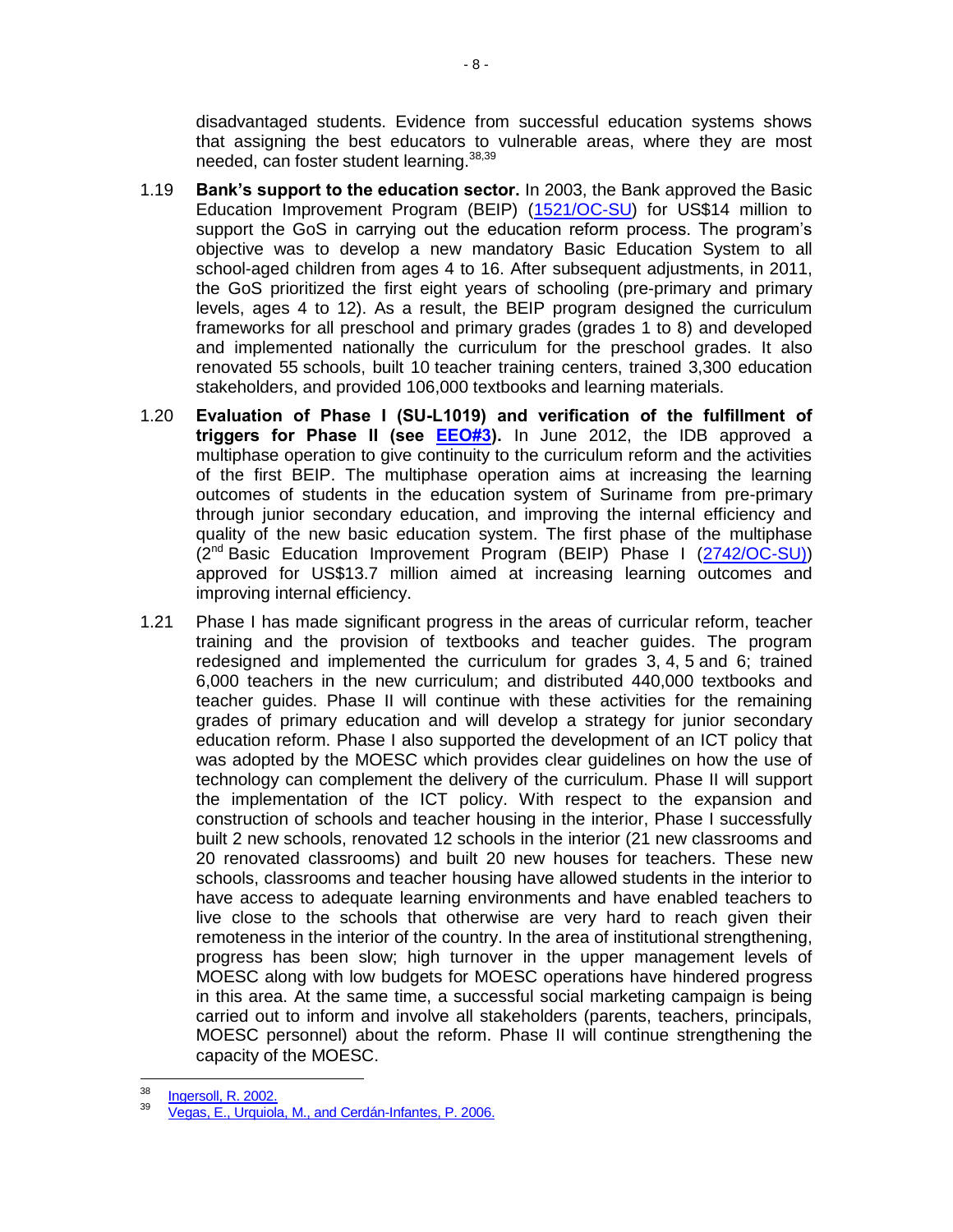disadvantaged students. Evidence from successful education systems shows that assigning the best educators to vulnerable areas, where they are most needed, can foster student learning.[38,39]

1.19 **Bank's support to the education sector.** In 2003, the Bank approved the Basic Education Improvement Program (BEIP) (1521/OC-SU) for US$14 million to support the GoS in carrying out the education reform process. The program's objective was to develop a new mandatory Basic Education System to all school-aged children from ages 4 to 16. After subsequent adjustments, in 2011, the GoS prioritized the first eight years of schooling (pre-primary and primary levels, ages 4 to 12). As a result, the BEIP program designed the curriculum frameworks for all preschool and primary grades (grades 1 to 8) and developed and implemented nationally the curriculum for the preschool grades. It also renovated 55 schools, built 10 teacher training centers, trained 3,300 education stakeholders, and provided 106,000 textbooks and learning materials.

1.20 **Evaluation of Phase I (SU-L1019) and verification of the fulfillment of triggers for Phase II (see EEO#3).** In June 2012, the IDB approved a multiphase operation to give continuity to the curriculum reform and the activities of the first BEIP. The multiphase operation aims at increasing the learning outcomes of students in the education system of Suriname from pre-primary through junior secondary education, and improving the internal efficiency and quality of the new basic education system. The first phase of the multiphase (2nd Basic Education Improvement Program (BEIP) Phase I (2742/OC-SU)) approved for US$13.7 million aimed at increasing learning outcomes and improving internal efficiency.

1.21 Phase I has made significant progress in the areas of curricular reform, teacher training and the provision of textbooks and teacher guides. The program redesigned and implemented the curriculum for grades 3, 4, 5 and 6; trained 6,000 teachers in the new curriculum; and distributed 440,000 textbooks and teacher guides. Phase II will continue with these activities for the remaining grades of primary education and will develop a strategy for junior secondary education reform. Phase I also supported the development of an ICT policy that was adopted by the MOESC which provides clear guidelines on how the use of technology can complement the delivery of the curriculum. Phase II will support the implementation of the ICT policy. With respect to the expansion and construction of schools and teacher housing in the interior, Phase I successfully built 2 new schools, renovated 12 schools in the interior (21 new classrooms and 20 renovated classrooms) and built 20 new houses for teachers. These new schools, classrooms and teacher housing have allowed students in the interior to have access to adequate learning environments and have enabled teachers to live close to the schools that otherwise are very hard to reach given their remoteness in the interior of the country. In the area of institutional strengthening, progress has been slow; high turnover in the upper management levels of MOESC along with low budgets for MOESC operations have hindered progress in this area. At the same time, a successful social marketing campaign is being carried out to inform and involve all stakeholders (parents, teachers, principals, MOESC personnel) about the reform. Phase II will continue strengthening the capacity of the MOESC.

---

[38] Ingersoll, R. 2002.

[39] Vegas, E., Urquiola, M., and Cerdán-Infantes, P. 2006.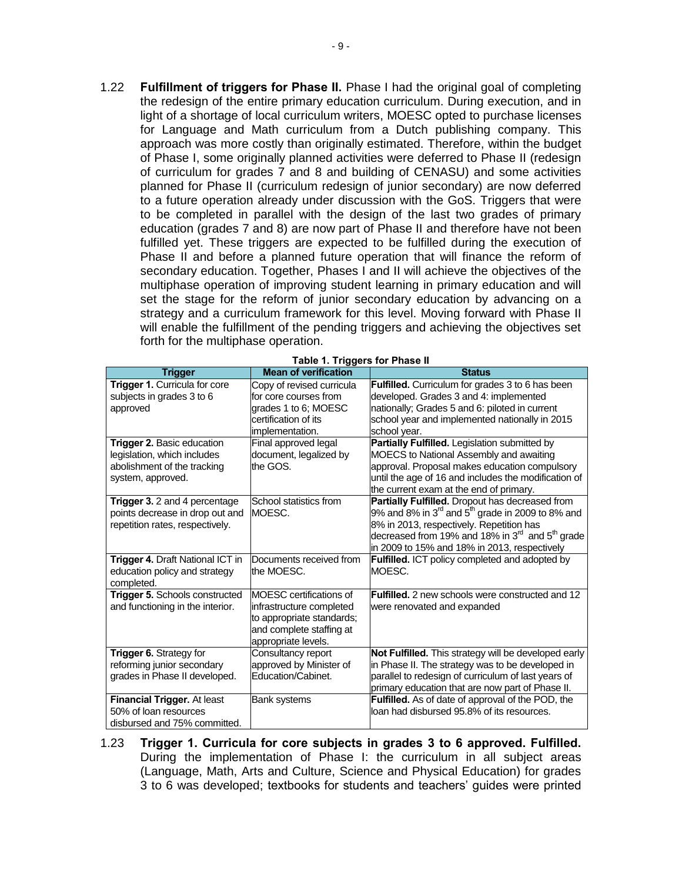1.22 **Fulfillment of triggers for Phase II.** Phase I had the original goal of completing the redesign of the entire primary education curriculum. During execution, and in light of a shortage of local curriculum writers, MOESC opted to purchase licenses for Language and Math curriculum from a Dutch publishing company. This approach was more costly than originally estimated. Therefore, within the budget of Phase I, some originally planned activities were deferred to Phase II (redesign of curriculum for grades 7 and 8 and building of CENASU) and some activities planned for Phase II (curriculum redesign of junior secondary) are now deferred to a future operation already under discussion with the GoS. Triggers that were to be completed in parallel with the design of the last two grades of primary education (grades 7 and 8) are now part of Phase II and therefore have not been fulfilled yet. These triggers are expected to be fulfilled during the execution of Phase II and before a planned future operation that will finance the reform of secondary education. Together, Phases I and II will achieve the objectives of the multiphase operation of improving student learning in primary education and will set the stage for the reform of junior secondary education by advancing on a strategy and a curriculum framework for this level. Moving forward with Phase II will enable the fulfillment of the pending triggers and achieving the objectives set forth for the multiphase operation.

**Table 1. Triggers for Phase II**

| Trigger | Mean of verification | Status |
|---|---|---|
| **Trigger 1.** Curricula for core subjects in grades 3 to 6 approved | Copy of revised curricula for core courses from grades 1 to 6; MOESC certification of its implementation. | **Fulfilled.** Curriculum for grades 3 to 6 has been developed. Grades 3 and 4: implemented nationally; Grades 5 and 6: piloted in current school year and implemented nationally in 2015 school year. |
| **Trigger 2.** Basic education legislation, which includes abolishment of the tracking system, approved. | Final approved legal document, legalized by the GOS. | **Partially Fulfilled.** Legislation submitted by MOECS to National Assembly and awaiting approval. Proposal makes education compulsory until the age of 16 and includes the modification of the current exam at the end of primary. |
| **Trigger 3.** 2 and 4 percentage points decrease in drop out and repetition rates, respectively. | School statistics from MOESC. | **Partially Fulfilled.** Dropout has decreased from 9% and 8% in 3rd and 5th grade in 2009 to 8% and 8% in 2013, respectively. Repetition has decreased from 19% and 18% in 3rd and 5th grade in 2009 to 15% and 18% in 2013, respectively |
| **Trigger 4.** Draft National ICT in education policy and strategy completed. | Documents received from the MOESC. | **Fulfilled.** ICT policy completed and adopted by MOESC. |
| **Trigger 5.** Schools constructed and functioning in the interior. | MOESC certifications of infrastructure completed to appropriate standards; and complete staffing at appropriate levels. | **Fulfilled.** 2 new schools were constructed and 12 were renovated and expanded |
| **Trigger 6.** Strategy for reforming junior secondary grades in Phase II developed. | Consultancy report approved by Minister of Education/Cabinet. | **Not Fulfilled.** This strategy will be developed early in Phase II. The strategy was to be developed in parallel to redesign of curriculum of last years of primary education that are now part of Phase II. |
| **Financial Trigger.** At least 50% of loan resources disbursed and 75% committed. | Bank systems | **Fulfilled.** As of date of approval of the POD, the loan had disbursed 95.8% of its resources. |

1.23 **Trigger 1. Curricula for core subjects in grades 3 to 6 approved. Fulfilled.** During the implementation of Phase I: the curriculum in all subject areas (Language, Math, Arts and Culture, Science and Physical Education) for grades 3 to 6 was developed; textbooks for students and teachers' guides were printed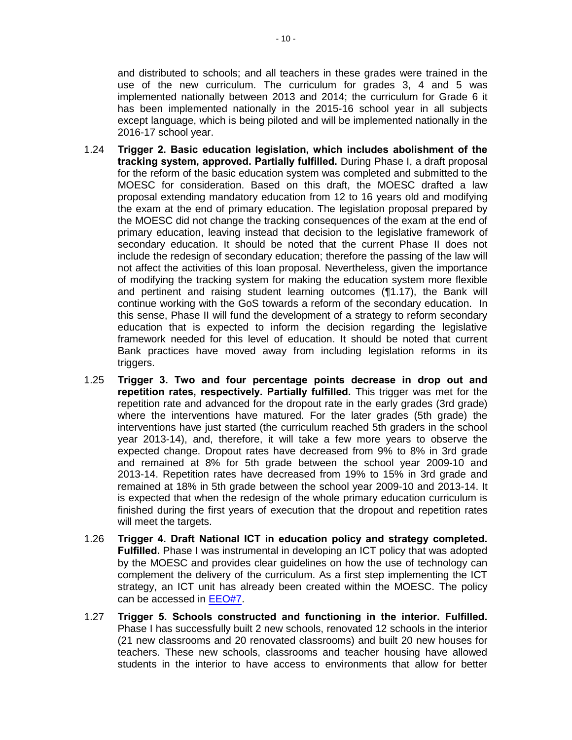and distributed to schools; and all teachers in these grades were trained in the use of the new curriculum. The curriculum for grades 3, 4 and 5 was implemented nationally between 2013 and 2014; the curriculum for Grade 6 it has been implemented nationally in the 2015-16 school year in all subjects except language, which is being piloted and will be implemented nationally in the 2016-17 school year.

1.24 **Trigger 2. Basic education legislation, which includes abolishment of the tracking system, approved. Partially fulfilled.** During Phase I, a draft proposal for the reform of the basic education system was completed and submitted to the MOESC for consideration. Based on this draft, the MOESC drafted a law proposal extending mandatory education from 12 to 16 years old and modifying the exam at the end of primary education. The legislation proposal prepared by the MOESC did not change the tracking consequences of the exam at the end of primary education, leaving instead that decision to the legislative framework of secondary education. It should be noted that the current Phase II does not include the redesign of secondary education; therefore the passing of the law will not affect the activities of this loan proposal. Nevertheless, given the importance of modifying the tracking system for making the education system more flexible and pertinent and raising student learning outcomes (¶1.17), the Bank will continue working with the GoS towards a reform of the secondary education. In this sense, Phase II will fund the development of a strategy to reform secondary education that is expected to inform the decision regarding the legislative framework needed for this level of education. It should be noted that current Bank practices have moved away from including legislation reforms in its triggers.

1.25 **Trigger 3. Two and four percentage points decrease in drop out and repetition rates, respectively. Partially fulfilled.** This trigger was met for the repetition rate and advanced for the dropout rate in the early grades (3rd grade) where the interventions have matured. For the later grades (5th grade) the interventions have just started (the curriculum reached 5th graders in the school year 2013-14), and, therefore, it will take a few more years to observe the expected change. Dropout rates have decreased from 9% to 8% in 3rd grade and remained at 8% for 5th grade between the school year 2009-10 and 2013-14. Repetition rates have decreased from 19% to 15% in 3rd grade and remained at 18% in 5th grade between the school year 2009-10 and 2013-14. It is expected that when the redesign of the whole primary education curriculum is finished during the first years of execution that the dropout and repetition rates will meet the targets.

1.26 **Trigger 4. Draft National ICT in education policy and strategy completed. Fulfilled.** Phase I was instrumental in developing an ICT policy that was adopted by the MOESC and provides clear guidelines on how the use of technology can complement the delivery of the curriculum. As a first step implementing the ICT strategy, an ICT unit has already been created within the MOESC. The policy can be accessed in EEO#7.

1.27 **Trigger 5. Schools constructed and functioning in the interior. Fulfilled.** Phase I has successfully built 2 new schools, renovated 12 schools in the interior (21 new classrooms and 20 renovated classrooms) and built 20 new houses for teachers. These new schools, classrooms and teacher housing have allowed students in the interior to have access to environments that allow for better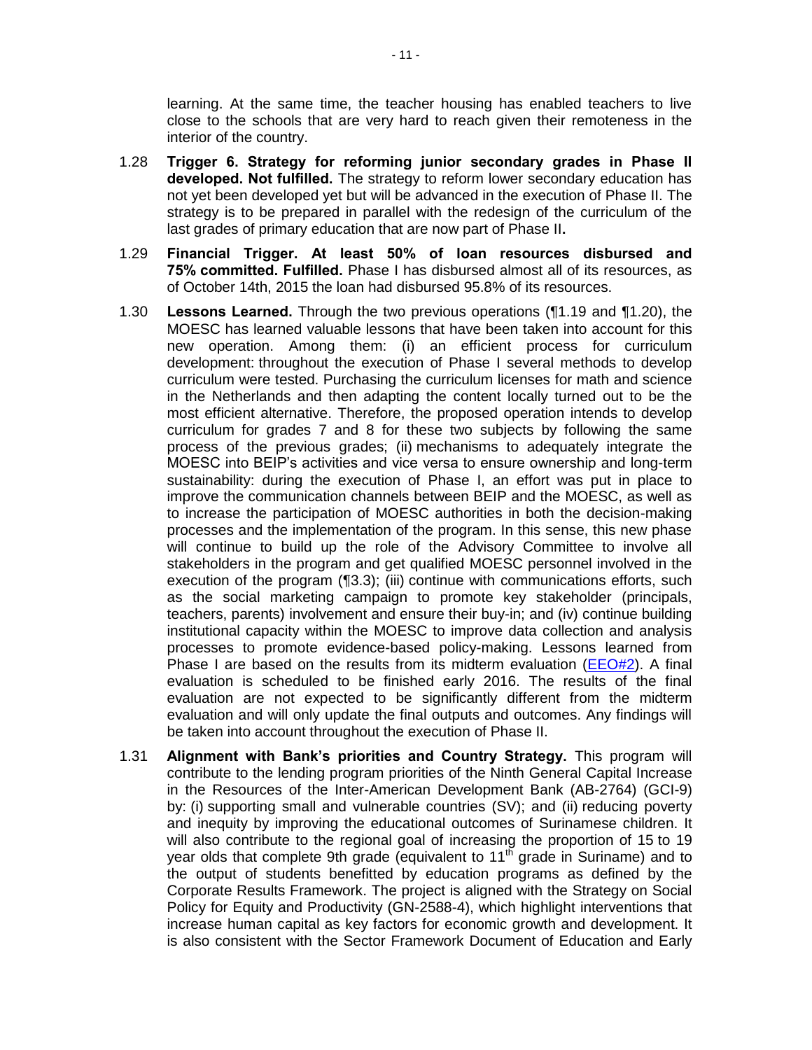learning. At the same time, the teacher housing has enabled teachers to live close to the schools that are very hard to reach given their remoteness in the interior of the country.

1.28 **Trigger 6. Strategy for reforming junior secondary grades in Phase II developed. Not fulfilled.** The strategy to reform lower secondary education has not yet been developed yet but will be advanced in the execution of Phase II. The strategy is to be prepared in parallel with the redesign of the curriculum of the last grades of primary education that are now part of Phase II**.**

1.29 **Financial Trigger. At least 50% of loan resources disbursed and 75% committed. Fulfilled.** Phase I has disbursed almost all of its resources, as of October 14th, 2015 the loan had disbursed 95.8% of its resources.

1.30 **Lessons Learned.** Through the two previous operations (¶1.19 and ¶1.20), the MOESC has learned valuable lessons that have been taken into account for this new operation. Among them: (i) an efficient process for curriculum development: throughout the execution of Phase I several methods to develop curriculum were tested. Purchasing the curriculum licenses for math and science in the Netherlands and then adapting the content locally turned out to be the most efficient alternative. Therefore, the proposed operation intends to develop curriculum for grades 7 and 8 for these two subjects by following the same process of the previous grades; (ii) mechanisms to adequately integrate the MOESC into BEIP's activities and vice versa to ensure ownership and long-term sustainability: during the execution of Phase I, an effort was put in place to improve the communication channels between BEIP and the MOESC, as well as to increase the participation of MOESC authorities in both the decision-making processes and the implementation of the program. In this sense, this new phase will continue to build up the role of the Advisory Committee to involve all stakeholders in the program and get qualified MOESC personnel involved in the execution of the program (¶3.3); (iii) continue with communications efforts, such as the social marketing campaign to promote key stakeholder (principals, teachers, parents) involvement and ensure their buy-in; and (iv) continue building institutional capacity within the MOESC to improve data collection and analysis processes to promote evidence-based policy-making. Lessons learned from Phase I are based on the results from its midterm evaluation (EEO#2). A final evaluation is scheduled to be finished early 2016. The results of the final evaluation are not expected to be significantly different from the midterm evaluation and will only update the final outputs and outcomes. Any findings will be taken into account throughout the execution of Phase II.

1.31 **Alignment with Bank's priorities and Country Strategy.** This program will contribute to the lending program priorities of the Ninth General Capital Increase in the Resources of the Inter-American Development Bank (AB-2764) (GCI-9) by: (i) supporting small and vulnerable countries (SV); and (ii) reducing poverty and inequity by improving the educational outcomes of Surinamese children. It will also contribute to the regional goal of increasing the proportion of 15 to 19 year olds that complete 9th grade (equivalent to 11th grade in Suriname) and to the output of students benefitted by education programs as defined by the Corporate Results Framework. The project is aligned with the Strategy on Social Policy for Equity and Productivity (GN-2588-4), which highlight interventions that increase human capital as key factors for economic growth and development. It is also consistent with the Sector Framework Document of Education and Early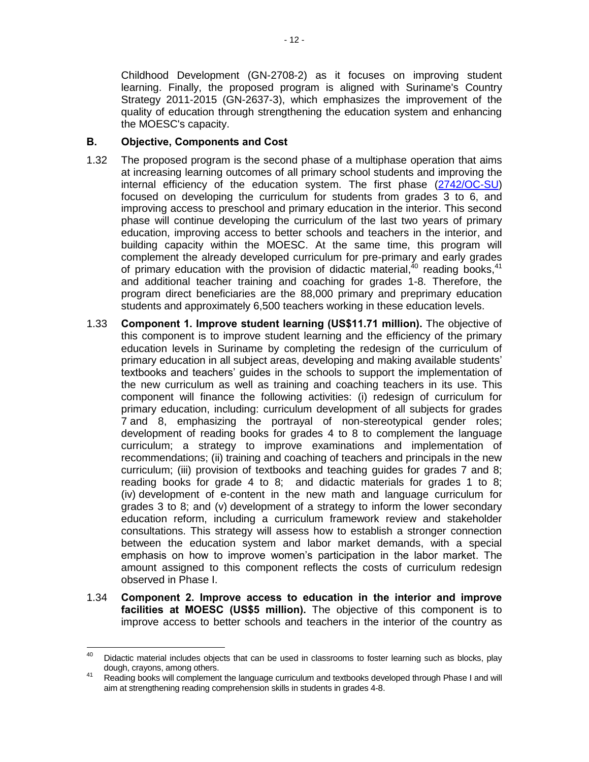Childhood Development (GN-2708-2) as it focuses on improving student learning. Finally, the proposed program is aligned with Suriname's Country Strategy 2011-2015 (GN-2637-3), which emphasizes the improvement of the quality of education through strengthening the education system and enhancing the MOESC's capacity.

## B. Objective, Components and Cost

1.32 The proposed program is the second phase of a multiphase operation that aims at increasing learning outcomes of all primary school students and improving the internal efficiency of the education system. The first phase (2742/OC-SU) focused on developing the curriculum for students from grades 3 to 6, and improving access to preschool and primary education in the interior. This second phase will continue developing the curriculum of the last two years of primary education, improving access to better schools and teachers in the interior, and building capacity within the MOESC. At the same time, this program will complement the already developed curriculum for pre-primary and early grades of primary education with the provision of didactic material,[40] reading books,[41] and additional teacher training and coaching for grades 1-8. Therefore, the program direct beneficiaries are the 88,000 primary and preprimary education students and approximately 6,500 teachers working in these education levels.

1.33 **Component 1. Improve student learning (US$11.71 million).** The objective of this component is to improve student learning and the efficiency of the primary education levels in Suriname by completing the redesign of the curriculum of primary education in all subject areas, developing and making available students' textbooks and teachers' guides in the schools to support the implementation of the new curriculum as well as training and coaching teachers in its use. This component will finance the following activities: (i) redesign of curriculum for primary education, including: curriculum development of all subjects for grades 7 and 8, emphasizing the portrayal of non-stereotypical gender roles; development of reading books for grades 4 to 8 to complement the language curriculum; a strategy to improve examinations and implementation of recommendations; (ii) training and coaching of teachers and principals in the new curriculum; (iii) provision of textbooks and teaching guides for grades 7 and 8; reading books for grade 4 to 8; and didactic materials for grades 1 to 8; (iv) development of e-content in the new math and language curriculum for grades 3 to 8; and (v) development of a strategy to inform the lower secondary education reform, including a curriculum framework review and stakeholder consultations. This strategy will assess how to establish a stronger connection between the education system and labor market demands, with a special emphasis on how to improve women's participation in the labor market. The amount assigned to this component reflects the costs of curriculum redesign observed in Phase I.

1.34 **Component 2. Improve access to education in the interior and improve facilities at MOESC (US$5 million).** The objective of this component is to improve access to better schools and teachers in the interior of the country as

---

[40] Didactic material includes objects that can be used in classrooms to foster learning such as blocks, play dough, crayons, among others.

[41] Reading books will complement the language curriculum and textbooks developed through Phase I and will aim at strengthening reading comprehension skills in students in grades 4-8.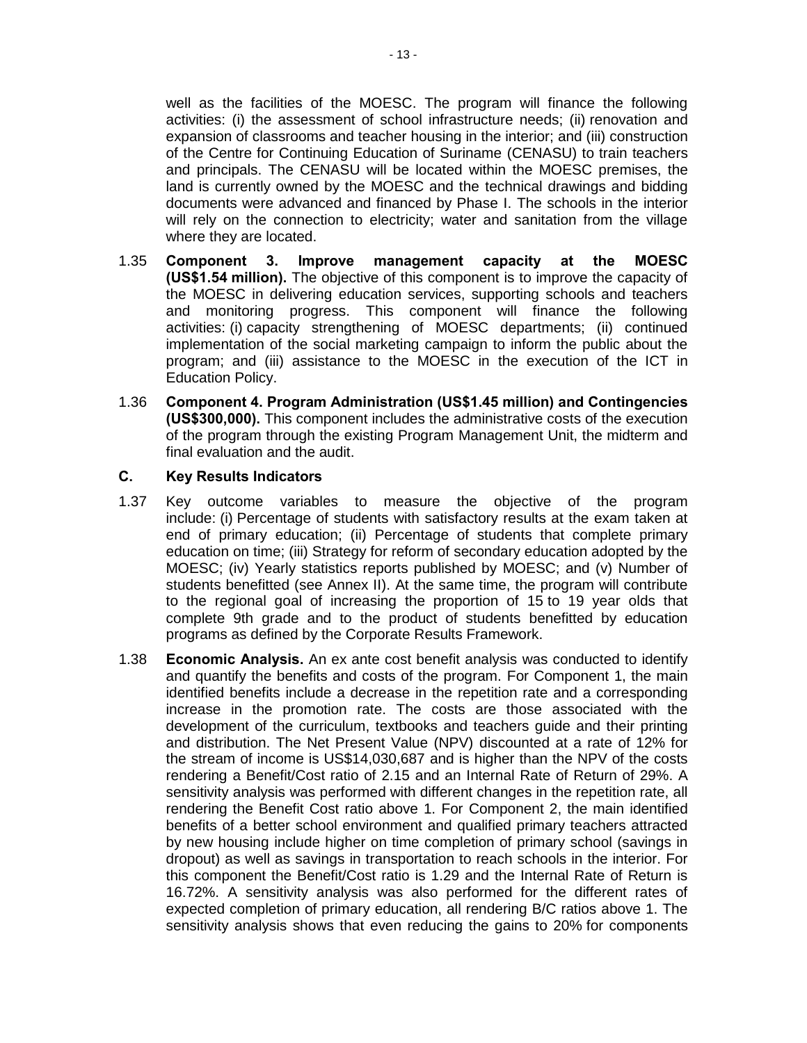well as the facilities of the MOESC. The program will finance the following activities: (i) the assessment of school infrastructure needs; (ii) renovation and expansion of classrooms and teacher housing in the interior; and (iii) construction of the Centre for Continuing Education of Suriname (CENASU) to train teachers and principals. The CENASU will be located within the MOESC premises, the land is currently owned by the MOESC and the technical drawings and bidding documents were advanced and financed by Phase I. The schools in the interior will rely on the connection to electricity; water and sanitation from the village where they are located.

1.35 **Component 3. Improve management capacity at the MOESC (US$1.54 million).** The objective of this component is to improve the capacity of the MOESC in delivering education services, supporting schools and teachers and monitoring progress. This component will finance the following activities: (i) capacity strengthening of MOESC departments; (ii) continued implementation of the social marketing campaign to inform the public about the program; and (iii) assistance to the MOESC in the execution of the ICT in Education Policy.

1.36 **Component 4. Program Administration (US$1.45 million) and Contingencies (US$300,000).** This component includes the administrative costs of the execution of the program through the existing Program Management Unit, the midterm and final evaluation and the audit.

### C. Key Results Indicators

1.37 Key outcome variables to measure the objective of the program include: (i) Percentage of students with satisfactory results at the exam taken at end of primary education; (ii) Percentage of students that complete primary education on time; (iii) Strategy for reform of secondary education adopted by the MOESC; (iv) Yearly statistics reports published by MOESC; and (v) Number of students benefitted (see Annex II). At the same time, the program will contribute to the regional goal of increasing the proportion of 15 to 19 year olds that complete 9th grade and to the product of students benefitted by education programs as defined by the Corporate Results Framework.

1.38 **Economic Analysis.** An ex ante cost benefit analysis was conducted to identify and quantify the benefits and costs of the program. For Component 1, the main identified benefits include a decrease in the repetition rate and a corresponding increase in the promotion rate. The costs are those associated with the development of the curriculum, textbooks and teachers guide and their printing and distribution. The Net Present Value (NPV) discounted at a rate of 12% for the stream of income is US$14,030,687 and is higher than the NPV of the costs rendering a Benefit/Cost ratio of 2.15 and an Internal Rate of Return of 29%. A sensitivity analysis was performed with different changes in the repetition rate, all rendering the Benefit Cost ratio above 1. For Component 2, the main identified benefits of a better school environment and qualified primary teachers attracted by new housing include higher on time completion of primary school (savings in dropout) as well as savings in transportation to reach schools in the interior. For this component the Benefit/Cost ratio is 1.29 and the Internal Rate of Return is 16.72%. A sensitivity analysis was also performed for the different rates of expected completion of primary education, all rendering B/C ratios above 1. The sensitivity analysis shows that even reducing the gains to 20% for components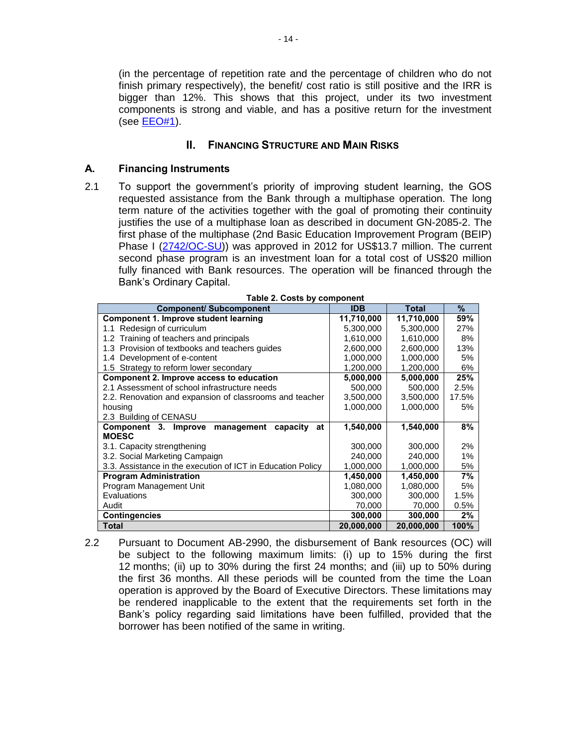(in the percentage of repetition rate and the percentage of children who do not finish primary respectively), the benefit/ cost ratio is still positive and the IRR is bigger than 12%. This shows that this project, under its two investment components is strong and viable, and has a positive return for the investment (see EEO#1).

## II. FINANCING STRUCTURE AND MAIN RISKS

### A. Financing Instruments

2.1 To support the government's priority of improving student learning, the GOS requested assistance from the Bank through a multiphase operation. The long term nature of the activities together with the goal of promoting their continuity justifies the use of a multiphase loan as described in document GN-2085-2. The first phase of the multiphase (2nd Basic Education Improvement Program (BEIP) Phase I (2742/OC-SU)) was approved in 2012 for US$13.7 million. The current second phase program is an investment loan for a total cost of US$20 million fully financed with Bank resources. The operation will be financed through the Bank's Ordinary Capital.

**Table 2. Costs by component**

| Component/ Subcomponent | IDB | Total | % |
|---|---|---|---|
| **Component 1. Improve student learning** | **11,710,000** | **11,710,000** | **59%** |
| 1.1 Redesign of curriculum | 5,300,000 | 5,300,000 | 27% |
| 1.2 Training of teachers and principals | 1,610,000 | 1,610,000 | 8% |
| 1.3 Provision of textbooks and teachers guides | 2,600,000 | 2,600,000 | 13% |
| 1.4 Development of e-content | 1,000,000 | 1,000,000 | 5% |
| 1.5 Strategy to reform lower secondary | 1,200,000 | 1,200,000 | 6% |
| **Component 2. Improve access to education** | **5,000,000** | **5,000,000** | **25%** |
| 2.1 Assessment of school infrastructure needs | 500,000 | 500,000 | 2.5% |
| 2.2. Renovation and expansion of classrooms and teacher housing | 3,500,000 | 3,500,000 | 17.5% |
| 2.3 Building of CENASU | 1,000,000 | 1,000,000 | 5% |
| **Component 3. Improve management capacity at MOESC** | **1,540,000** | **1,540,000** | **8%** |
| 3.1. Capacity strengthening | 300,000 | 300,000 | 2% |
| 3.2. Social Marketing Campaign | 240,000 | 240,000 | 1% |
| 3.3. Assistance in the execution of ICT in Education Policy | 1,000,000 | 1,000,000 | 5% |
| **Program Administration** | **1,450,000** | **1,450,000** | **7%** |
| Program Management Unit | 1,080,000 | 1,080,000 | 5% |
| Evaluations | 300,000 | 300,000 | 1.5% |
| Audit | 70,000 | 70,000 | 0.5% |
| **Contingencies** | **300,000** | **300,000** | **2%** |
| **Total** | **20,000,000** | **20,000,000** | **100%** |

2.2 Pursuant to Document AB-2990, the disbursement of Bank resources (OC) will be subject to the following maximum limits: (i) up to 15% during the first 12 months; (ii) up to 30% during the first 24 months; and (iii) up to 50% during the first 36 months. All these periods will be counted from the time the Loan operation is approved by the Board of Executive Directors. These limitations may be rendered inapplicable to the extent that the requirements set forth in the Bank's policy regarding said limitations have been fulfilled, provided that the borrower has been notified of the same in writing.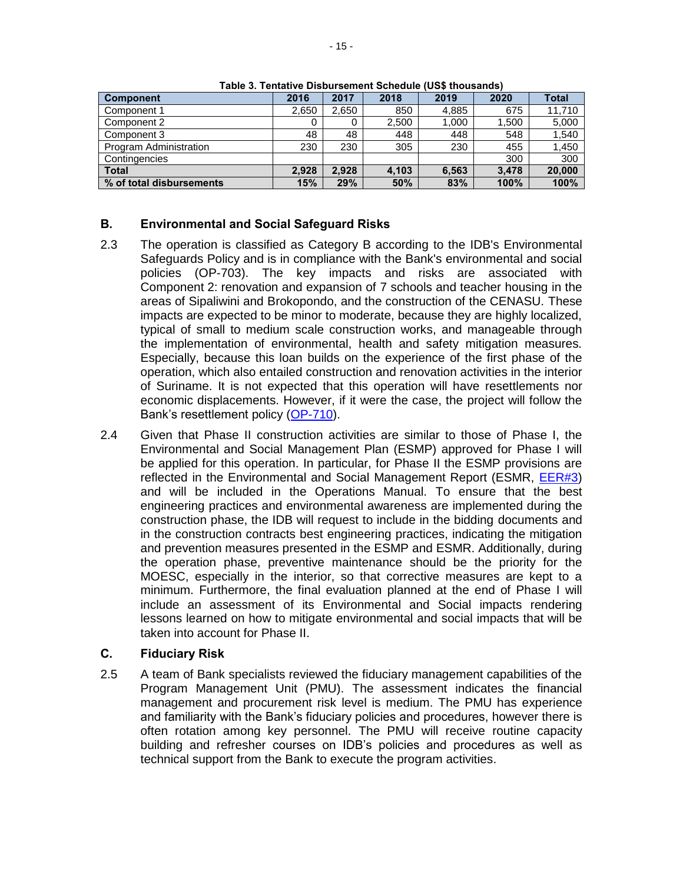**Table 3. Tentative Disbursement Schedule (US$ thousands)**

| Component | 2016 | 2017 | 2018 | 2019 | 2020 | Total |
|---|---|---|---|---|---|---|
| Component 1 | 2,650 | 2,650 | 850 | 4,885 | 675 | 11,710 |
| Component 2 | 0 | 0 | 2,500 | 1,000 | 1,500 | 5,000 |
| Component 3 | 48 | 48 | 448 | 448 | 548 | 1,540 |
| Program Administration | 230 | 230 | 305 | 230 | 455 | 1,450 |
| Contingencies | | | | | 300 | 300 |
| **Total** | **2,928** | **2,928** | **4,103** | **6,563** | **3,478** | **20,000** |
| **% of total disbursements** | **15%** | **29%** | **50%** | **83%** | **100%** | **100%** |

## B. Environmental and Social Safeguard Risks

2.3 The operation is classified as Category B according to the IDB's Environmental Safeguards Policy and is in compliance with the Bank's environmental and social policies (OP-703). The key impacts and risks are associated with Component 2: renovation and expansion of 7 schools and teacher housing in the areas of Sipaliwini and Brokopondo, and the construction of the CENASU. These impacts are expected to be minor to moderate, because they are highly localized, typical of small to medium scale construction works, and manageable through the implementation of environmental, health and safety mitigation measures. Especially, because this loan builds on the experience of the first phase of the operation, which also entailed construction and renovation activities in the interior of Suriname. It is not expected that this operation will have resettlements nor economic displacements. However, if it were the case, the project will follow the Bank's resettlement policy (OP-710).

2.4 Given that Phase II construction activities are similar to those of Phase I, the Environmental and Social Management Plan (ESMP) approved for Phase I will be applied for this operation. In particular, for Phase II the ESMP provisions are reflected in the Environmental and Social Management Report (ESMR, EER#3) and will be included in the Operations Manual. To ensure that the best engineering practices and environmental awareness are implemented during the construction phase, the IDB will request to include in the bidding documents and in the construction contracts best engineering practices, indicating the mitigation and prevention measures presented in the ESMP and ESMR. Additionally, during the operation phase, preventive maintenance should be the priority for the MOESC, especially in the interior, so that corrective measures are kept to a minimum. Furthermore, the final evaluation planned at the end of Phase I will include an assessment of its Environmental and Social impacts rendering lessons learned on how to mitigate environmental and social impacts that will be taken into account for Phase II.

## C. Fiduciary Risk

2.5 A team of Bank specialists reviewed the fiduciary management capabilities of the Program Management Unit (PMU). The assessment indicates the financial management and procurement risk level is medium. The PMU has experience and familiarity with the Bank's fiduciary policies and procedures, however there is often rotation among key personnel. The PMU will receive routine capacity building and refresher courses on IDB's policies and procedures as well as technical support from the Bank to execute the program activities.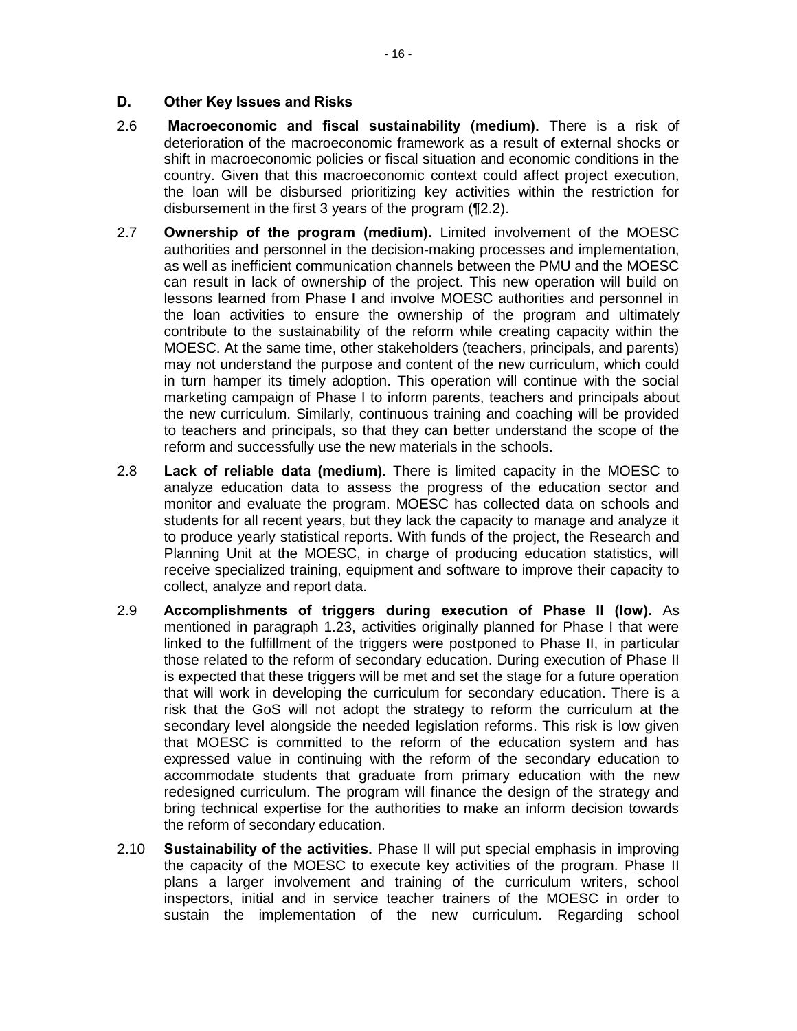### D. Other Key Issues and Risks

2.6 **Macroeconomic and fiscal sustainability (medium).** There is a risk of deterioration of the macroeconomic framework as a result of external shocks or shift in macroeconomic policies or fiscal situation and economic conditions in the country. Given that this macroeconomic context could affect project execution, the loan will be disbursed prioritizing key activities within the restriction for disbursement in the first 3 years of the program (¶2.2).

2.7 **Ownership of the program (medium).** Limited involvement of the MOESC authorities and personnel in the decision-making processes and implementation, as well as inefficient communication channels between the PMU and the MOESC can result in lack of ownership of the project. This new operation will build on lessons learned from Phase I and involve MOESC authorities and personnel in the loan activities to ensure the ownership of the program and ultimately contribute to the sustainability of the reform while creating capacity within the MOESC. At the same time, other stakeholders (teachers, principals, and parents) may not understand the purpose and content of the new curriculum, which could in turn hamper its timely adoption. This operation will continue with the social marketing campaign of Phase I to inform parents, teachers and principals about the new curriculum. Similarly, continuous training and coaching will be provided to teachers and principals, so that they can better understand the scope of the reform and successfully use the new materials in the schools.

2.8 **Lack of reliable data (medium).** There is limited capacity in the MOESC to analyze education data to assess the progress of the education sector and monitor and evaluate the program. MOESC has collected data on schools and students for all recent years, but they lack the capacity to manage and analyze it to produce yearly statistical reports. With funds of the project, the Research and Planning Unit at the MOESC, in charge of producing education statistics, will receive specialized training, equipment and software to improve their capacity to collect, analyze and report data.

2.9 **Accomplishments of triggers during execution of Phase II (low).** As mentioned in paragraph 1.23, activities originally planned for Phase I that were linked to the fulfillment of the triggers were postponed to Phase II, in particular those related to the reform of secondary education. During execution of Phase II is expected that these triggers will be met and set the stage for a future operation that will work in developing the curriculum for secondary education. There is a risk that the GoS will not adopt the strategy to reform the curriculum at the secondary level alongside the needed legislation reforms. This risk is low given that MOESC is committed to the reform of the education system and has expressed value in continuing with the reform of the secondary education to accommodate students that graduate from primary education with the new redesigned curriculum. The program will finance the design of the strategy and bring technical expertise for the authorities to make an inform decision towards the reform of secondary education.

2.10 **Sustainability of the activities.** Phase II will put special emphasis in improving the capacity of the MOESC to execute key activities of the program. Phase II plans a larger involvement and training of the curriculum writers, school inspectors, initial and in service teacher trainers of the MOESC in order to sustain the implementation of the new curriculum. Regarding school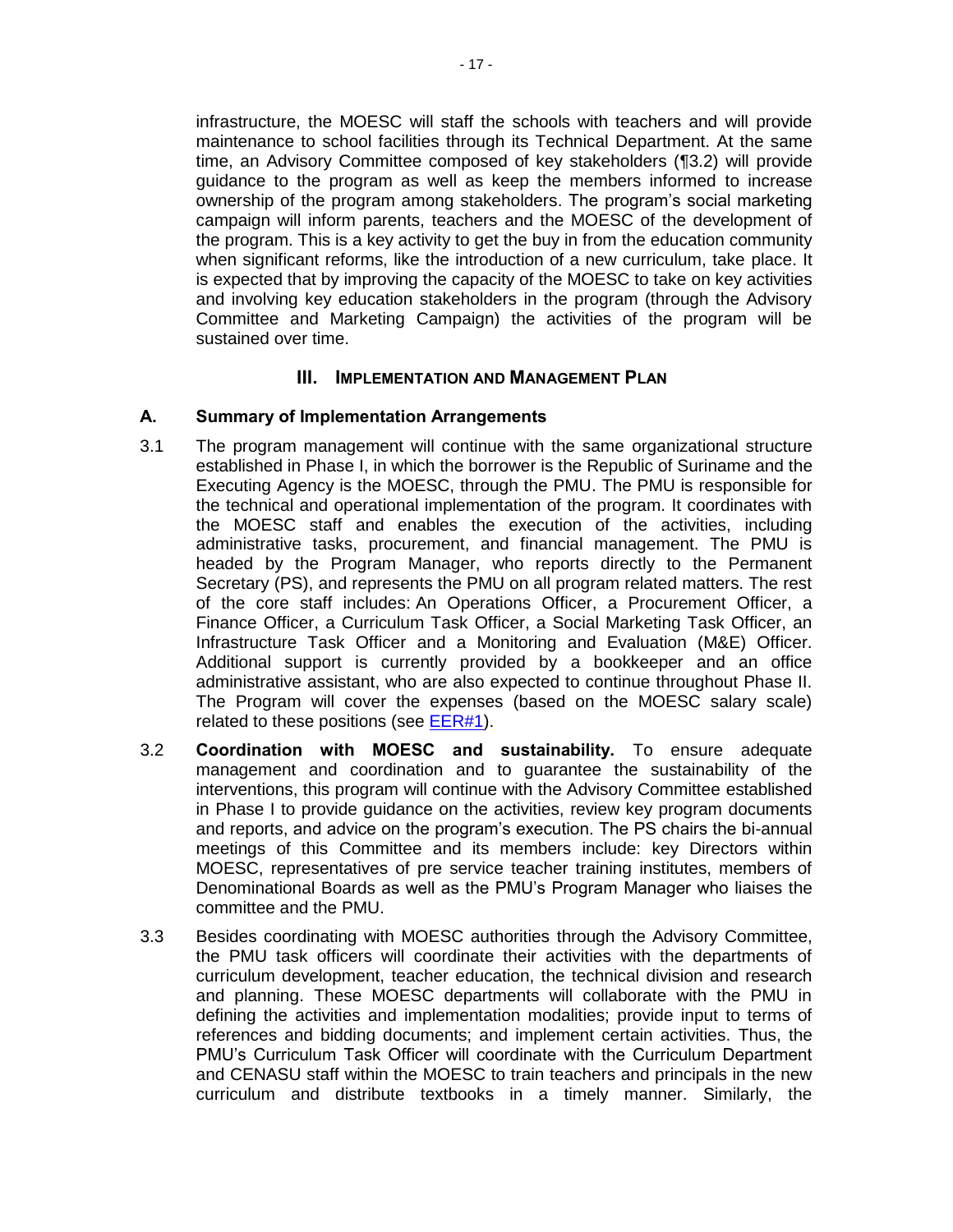infrastructure, the MOESC will staff the schools with teachers and will provide maintenance to school facilities through its Technical Department. At the same time, an Advisory Committee composed of key stakeholders (¶3.2) will provide guidance to the program as well as keep the members informed to increase ownership of the program among stakeholders. The program's social marketing campaign will inform parents, teachers and the MOESC of the development of the program. This is a key activity to get the buy in from the education community when significant reforms, like the introduction of a new curriculum, take place. It is expected that by improving the capacity of the MOESC to take on key activities and involving key education stakeholders in the program (through the Advisory Committee and Marketing Campaign) the activities of the program will be sustained over time.

## III. IMPLEMENTATION AND MANAGEMENT PLAN

### A. Summary of Implementation Arrangements

3.1 The program management will continue with the same organizational structure established in Phase I, in which the borrower is the Republic of Suriname and the Executing Agency is the MOESC, through the PMU. The PMU is responsible for the technical and operational implementation of the program. It coordinates with the MOESC staff and enables the execution of the activities, including administrative tasks, procurement, and financial management. The PMU is headed by the Program Manager, who reports directly to the Permanent Secretary (PS), and represents the PMU on all program related matters. The rest of the core staff includes: An Operations Officer, a Procurement Officer, a Finance Officer, a Curriculum Task Officer, a Social Marketing Task Officer, an Infrastructure Task Officer and a Monitoring and Evaluation (M&E) Officer. Additional support is currently provided by a bookkeeper and an office administrative assistant, who are also expected to continue throughout Phase II. The Program will cover the expenses (based on the MOESC salary scale) related to these positions (see EER#1).

3.2 **Coordination with MOESC and sustainability.** To ensure adequate management and coordination and to guarantee the sustainability of the interventions, this program will continue with the Advisory Committee established in Phase I to provide guidance on the activities, review key program documents and reports, and advice on the program's execution. The PS chairs the bi-annual meetings of this Committee and its members include: key Directors within MOESC, representatives of pre service teacher training institutes, members of Denominational Boards as well as the PMU's Program Manager who liaises the committee and the PMU.

3.3 Besides coordinating with MOESC authorities through the Advisory Committee, the PMU task officers will coordinate their activities with the departments of curriculum development, teacher education, the technical division and research and planning. These MOESC departments will collaborate with the PMU in defining the activities and implementation modalities; provide input to terms of references and bidding documents; and implement certain activities. Thus, the PMU's Curriculum Task Officer will coordinate with the Curriculum Department and CENASU staff within the MOESC to train teachers and principals in the new curriculum and distribute textbooks in a timely manner. Similarly, the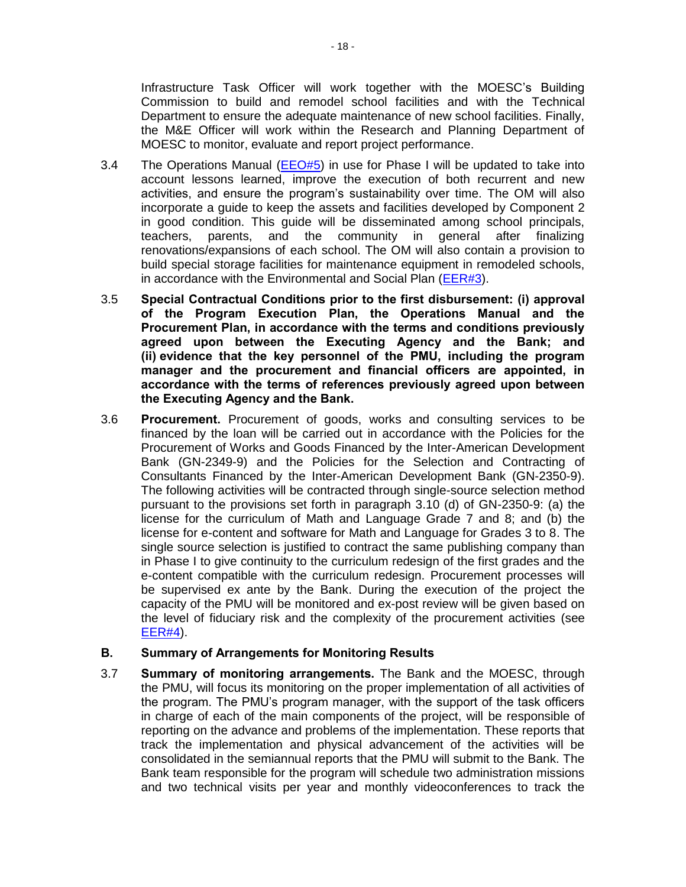Infrastructure Task Officer will work together with the MOESC's Building Commission to build and remodel school facilities and with the Technical Department to ensure the adequate maintenance of new school facilities. Finally, the M&E Officer will work within the Research and Planning Department of MOESC to monitor, evaluate and report project performance.

3.4 The Operations Manual (EEO#5) in use for Phase I will be updated to take into account lessons learned, improve the execution of both recurrent and new activities, and ensure the program's sustainability over time. The OM will also incorporate a guide to keep the assets and facilities developed by Component 2 in good condition. This guide will be disseminated among school principals, teachers, parents, and the community in general after finalizing renovations/expansions of each school. The OM will also contain a provision to build special storage facilities for maintenance equipment in remodeled schools, in accordance with the Environmental and Social Plan (EER#3).

3.5 **Special Contractual Conditions prior to the first disbursement: (i) approval of the Program Execution Plan, the Operations Manual and the Procurement Plan, in accordance with the terms and conditions previously agreed upon between the Executing Agency and the Bank; and (ii) evidence that the key personnel of the PMU, including the program manager and the procurement and financial officers are appointed, in accordance with the terms of references previously agreed upon between the Executing Agency and the Bank.**

3.6 **Procurement.** Procurement of goods, works and consulting services to be financed by the loan will be carried out in accordance with the Policies for the Procurement of Works and Goods Financed by the Inter-American Development Bank (GN-2349-9) and the Policies for the Selection and Contracting of Consultants Financed by the Inter-American Development Bank (GN-2350-9). The following activities will be contracted through single-source selection method pursuant to the provisions set forth in paragraph 3.10 (d) of GN-2350-9: (a) the license for the curriculum of Math and Language Grade 7 and 8; and (b) the license for e-content and software for Math and Language for Grades 3 to 8. The single source selection is justified to contract the same publishing company than in Phase I to give continuity to the curriculum redesign of the first grades and the e-content compatible with the curriculum redesign. Procurement processes will be supervised ex ante by the Bank. During the execution of the project the capacity of the PMU will be monitored and ex-post review will be given based on the level of fiduciary risk and the complexity of the procurement activities (see EER#4).

## B. Summary of Arrangements for Monitoring Results

3.7 **Summary of monitoring arrangements.** The Bank and the MOESC, through the PMU, will focus its monitoring on the proper implementation of all activities of the program. The PMU's program manager, with the support of the task officers in charge of each of the main components of the project, will be responsible of reporting on the advance and problems of the implementation. These reports that track the implementation and physical advancement of the activities will be consolidated in the semiannual reports that the PMU will submit to the Bank. The Bank team responsible for the program will schedule two administration missions and two technical visits per year and monthly videoconferences to track the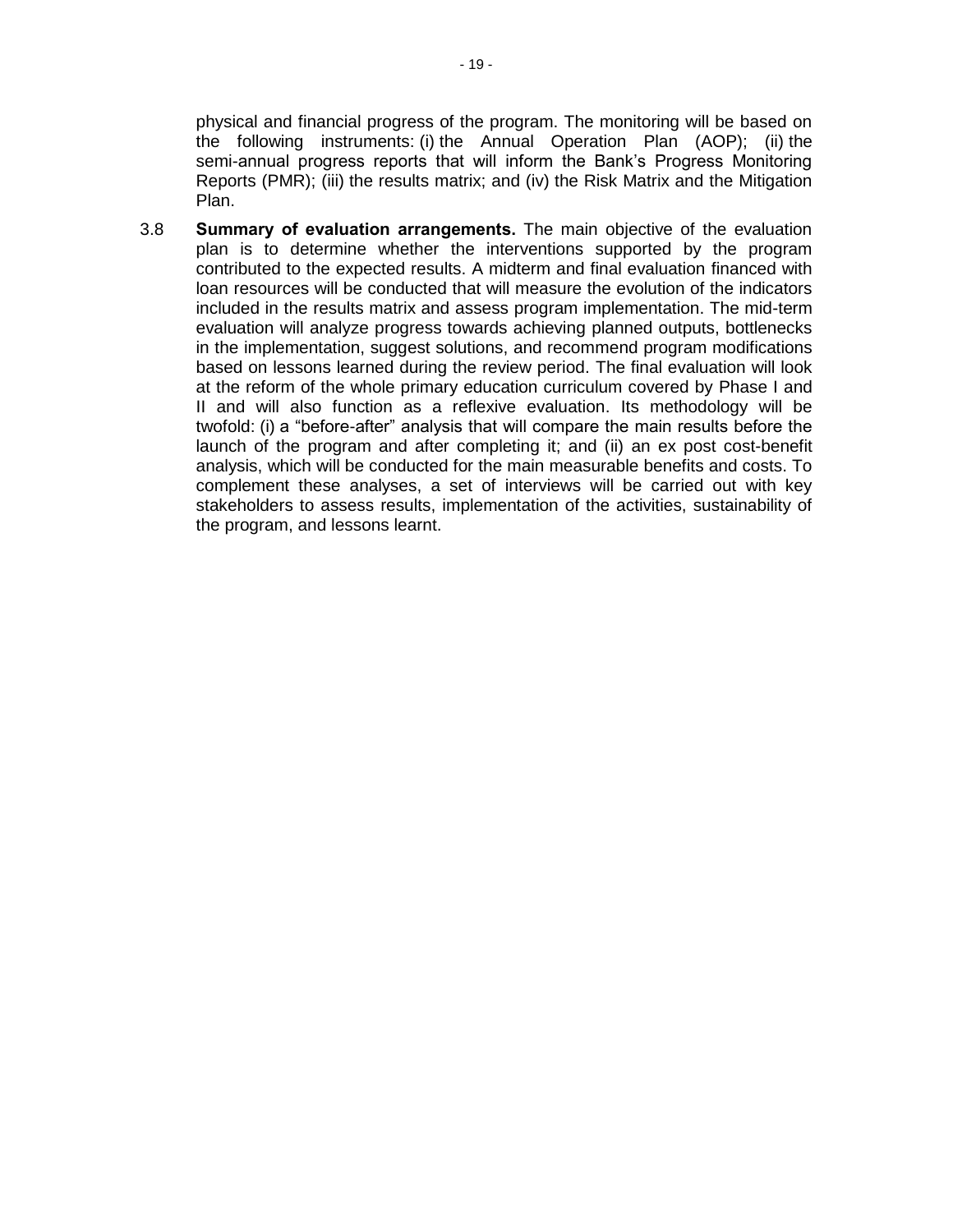physical and financial progress of the program. The monitoring will be based on the following instruments: (i) the Annual Operation Plan (AOP); (ii) the semi-annual progress reports that will inform the Bank's Progress Monitoring Reports (PMR); (iii) the results matrix; and (iv) the Risk Matrix and the Mitigation Plan.

3.8 **Summary of evaluation arrangements.** The main objective of the evaluation plan is to determine whether the interventions supported by the program contributed to the expected results. A midterm and final evaluation financed with loan resources will be conducted that will measure the evolution of the indicators included in the results matrix and assess program implementation. The mid-term evaluation will analyze progress towards achieving planned outputs, bottlenecks in the implementation, suggest solutions, and recommend program modifications based on lessons learned during the review period. The final evaluation will look at the reform of the whole primary education curriculum covered by Phase I and II and will also function as a reflexive evaluation. Its methodology will be twofold: (i) a "before-after" analysis that will compare the main results before the launch of the program and after completing it; and (ii) an ex post cost-benefit analysis, which will be conducted for the main measurable benefits and costs. To complement these analyses, a set of interviews will be carried out with key stakeholders to assess results, implementation of the activities, sustainability of the program, and lessons learnt.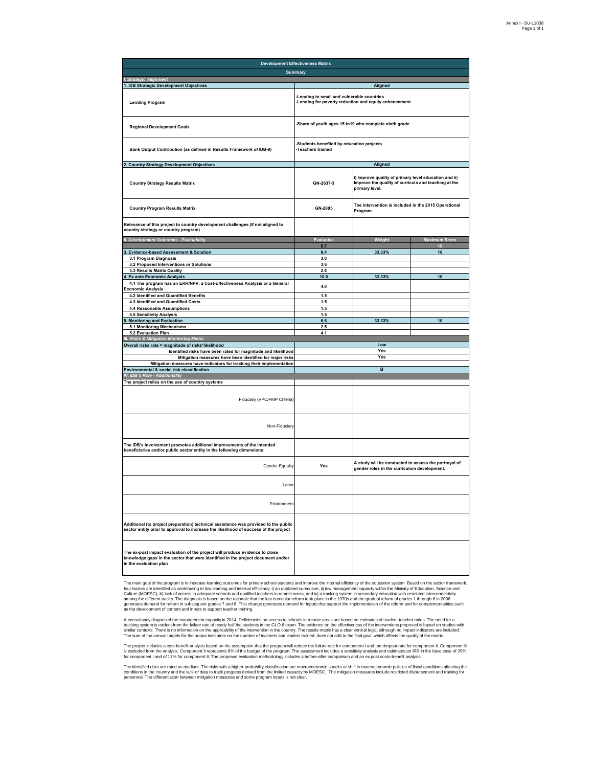| Development Effectiveness Matrix | | | |
|---|---|---|---|
| **Summary** | | | |
| *I. Strategic Alignment* | | | |
| **1. IDB Strategic Development Objectives** | **Aligned** | | |
| **Lending Program** | -Lending to small and vulnerable countries<br>-Lending for poverty reduction and equity enhancement | | |
| **Regional Development Goals** | -Share of youth ages 15 to19 who complete ninth grade | | |
| **Bank Output Contribution (as defined in Results Framework of IDB-9)** | -Students benefited by education projects<br>-Teachers trained | | |
| **2. Country Strategy Development Objectives** | **Aligned** | | |
| **Country Strategy Results Matrix** | GN-2637-3 | i) Improve quality of primary level education and ii) Improve the quality of curricula and teaching at the primary level. | |
| **Country Program Results Matrix** | GN-2805 | The intervention is included in the 2015 Operational Program. | |
| **Relevance of this project to country development challenges (If not aligned to country strategy or country program)** | | | |
| *II. Development Outcomes - Evaluability* | **Evaluable** | **Weight** | **Maximum Score** |
| | 8.7 | | 10 |
| **3. Evidence-based Assessment & Solution** | 9.4 | 33.33% | 10 |
| 3.1 Program Diagnosis | 3.0 | | |
| 3.2 Proposed Interventions or Solutions | 3.6 | | |
| 3.3 Results Matrix Quality | 2.8 | | |
| **4. Ex ante Economic Analysis** | 10.0 | 33.33% | 10 |
| 4.1 The program has an ERR/NPV, a Cost-Effectiveness Analysis or a General Economic Analysis | 4.0 | | |
| 4.2 Identified and Quantified Benefits | 1.5 | | |
| 4.3 Identified and Quantified Costs | 1.5 | | |
| 4.4 Reasonable Assumptions | 1.5 | | |
| 4.5 Sensitivity Analysis | 1.5 | | |
| **5. Monitoring and Evaluation** | 6.6 | 33.33% | 10 |
| 5.1 Monitoring Mechanisms | 2.5 | | |
| 5.2 Evaluation Plan | 4.1 | | |
| *III. Risks & Mitigation Monitoring Matrix* | | | |
| **Overall risks rate = magnitude of risks*likelihood** | Low | | |
| Identified risks have been rated for magnitude and likelihood | Yes | | |
| Mitigation measures have been identified for major risks | Yes | | |
| Mitigation measures have indicators for tracking their implementation | | | |
| **Environmental & social risk classification** | B | | |
| *IV. IDB´s Role - Additionality* | | | |
| **The project relies on the use of country systems** | | | |
| Fiduciary (VPC/FMP Criteria) | | | |
| Non-Fiduciary | | | |
| **The IDB's involvement promotes additional improvements of the intended beneficiaries and/or public sector entity in the following dimensions:** | | | |
| Gender Equality | Yes | A study will be conducted to assess the portrayal of gender roles in the curriculum development. | |
| Labor | | | |
| Environment | | | |
| **Additional (to project preparation) technical assistance was provided to the public sector entity prior to approval to increase the likelihood of success of the project** | | | |
| **The ex-post impact evaluation of the project will produce evidence to close knowledge gaps in the sector that were identified in the project document and/or in the evaluation plan** | | | |

The main goal of the program is to increase learning outcomes for primary school students and improve the internal efficiency of the education system. Based on the sector framework, four factors are identified as contributing to low learning and internal efficiency: i) an outdated curriculum, ii) low management capacity within the Ministry of Education, Science and Culture (MOESC), iii) lack of access to adequate schools and qualified teachers in remote areas, and iv) a tracking system in secondary education with restricted interconnectivity among the different tracks. The diagnosis is based on the rationale that the last curricular reform took place in the 1970s and the gradual reform of grades 1 through 6 in 2006 generates demand for reform in subsequent grades 7 and 8. This change generates demand for inputs that support the implementation of the reform and for complementarities such as the development of content and inputs to support teacher training.

A consultancy diagnosed the management capacity in 2014. Deficiencies on access to schools in remote areas are based on estimates of student-teacher ratios. The need for a tracking system is evident from the failure rate of nearly half the students in the GLO 6 exam. The evidence on the effectiveness of the interventions proposed is based on studies with similar contexts. There is no information on the applicability of the intervention in the country. The results matrix has a clear vertical logic, although no impact indicators are included. The sum of the annual targets for the output indicators on the number of teachers and leaders trained, does not add to the final goal, which affects the quality of the matrix.

The project includes a cost-benefit analysis based on the assumption that the program will reduce the failure rate for component I and the dropout rate for component II. Component III is excluded from the analysis. Component II represents 8% of the budget of the program. The assessment includes a sensitivity analysis and estimates an IRR in the base case of 29% for component I and of 17% for component II. The proposed evaluation methodology includes a before-after comparison and an ex post costo-benefit analysis.

The identified risks are rated as medium. The risks with a higher probability classification are macroeconomic shocks or shift in macroeconomic policies of fiscal conditions affecting the conditions in the country and the lack of data to track progress derived from the limited capacity by MOESC. The mitigation measures include restricted disbursement and training for personnel. The differentiation between mitigation measures and some program inputs is not clear.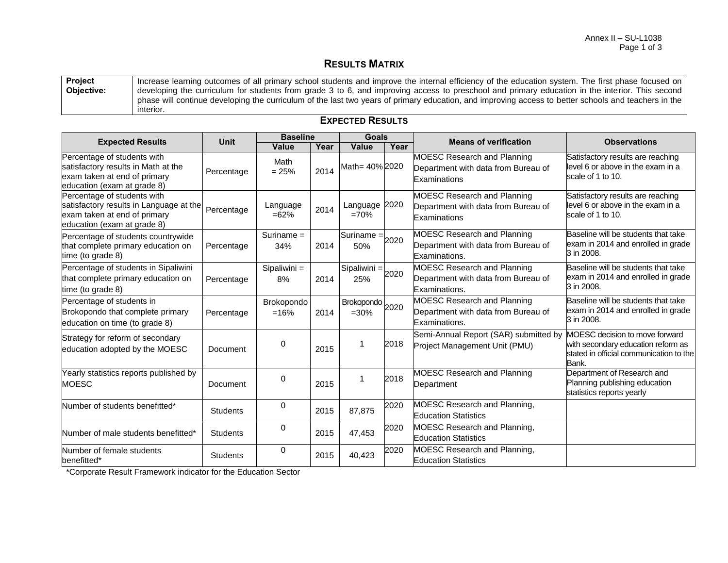## RESULTS MATRIX

| **Project Objective:** | Increase learning outcomes of all primary school students and improve the internal efficiency of the education system. The first phase focused on developing the curriculum for students from grade 3 to 6, and improving access to preschool and primary education in the interior. This second phase will continue developing the curriculum of the last two years of primary education, and improving access to better schools and teachers in the interior. |
|---|---|

### EXPECTED RESULTS

| Expected Results | Unit | Baseline | | Goals | | Means of verification | Observations |
|---|---|---|---|---|---|---|---|
| | | Value | Year | Value | Year | | |
| Percentage of students with satisfactory results in Math at the exam taken at end of primary education (exam at grade 8) | Percentage | Math = 25% | 2014 | Math= 40% | 2020 | MOESC Research and Planning Department with data from Bureau of Examinations | Satisfactory results are reaching level 6 or above in the exam in a scale of 1 to 10. |
| Percentage of students with satisfactory results in Language at the exam taken at end of primary education (exam at grade 8) | Percentage | Language =62% | 2014 | Language =70% | 2020 | MOESC Research and Planning Department with data from Bureau of Examinations | Satisfactory results are reaching level 6 or above in the exam in a scale of 1 to 10. |
| Percentage of students countrywide that complete primary education on time (to grade 8) | Percentage | Suriname = 34% | 2014 | Suriname = 50% | 2020 | MOESC Research and Planning Department with data from Bureau of Examinations. | Baseline will be students that take exam in 2014 and enrolled in grade 3 in 2008. |
| Percentage of students in Sipaliwini that complete primary education on time (to grade 8) | Percentage | Sipaliwini = 8% | 2014 | Sipaliwini = 25% | 2020 | MOESC Research and Planning Department with data from Bureau of Examinations. | Baseline will be students that take exam in 2014 and enrolled in grade 3 in 2008. |
| Percentage of students in Brokopondo that complete primary education on time (to grade 8) | Percentage | Brokopondo =16% | 2014 | Brokopondo =30% | 2020 | MOESC Research and Planning Department with data from Bureau of Examinations. | Baseline will be students that take exam in 2014 and enrolled in grade 3 in 2008. |
| Strategy for reform of secondary education adopted by the MOESC | Document | 0 | 2015 | 1 | 2018 | Semi-Annual Report (SAR) submitted by Project Management Unit (PMU) | MOESC decision to move forward with secondary education reform as stated in official communication to the Bank. |
| Yearly statistics reports published by MOESC | Document | 0 | 2015 | 1 | 2018 | MOESC Research and Planning Department | Department of Research and Planning publishing education statistics reports yearly |
| Number of students benefitted* | Students | 0 | 2015 | 87,875 | 2020 | MOESC Research and Planning, Education Statistics | |
| Number of male students benefitted* | Students | 0 | 2015 | 47,453 | 2020 | MOESC Research and Planning, Education Statistics | |
| Number of female students benefitted* | Students | 0 | 2015 | 40,423 | 2020 | MOESC Research and Planning, Education Statistics | |

*Corporate Result Framework indicator for the Education Sector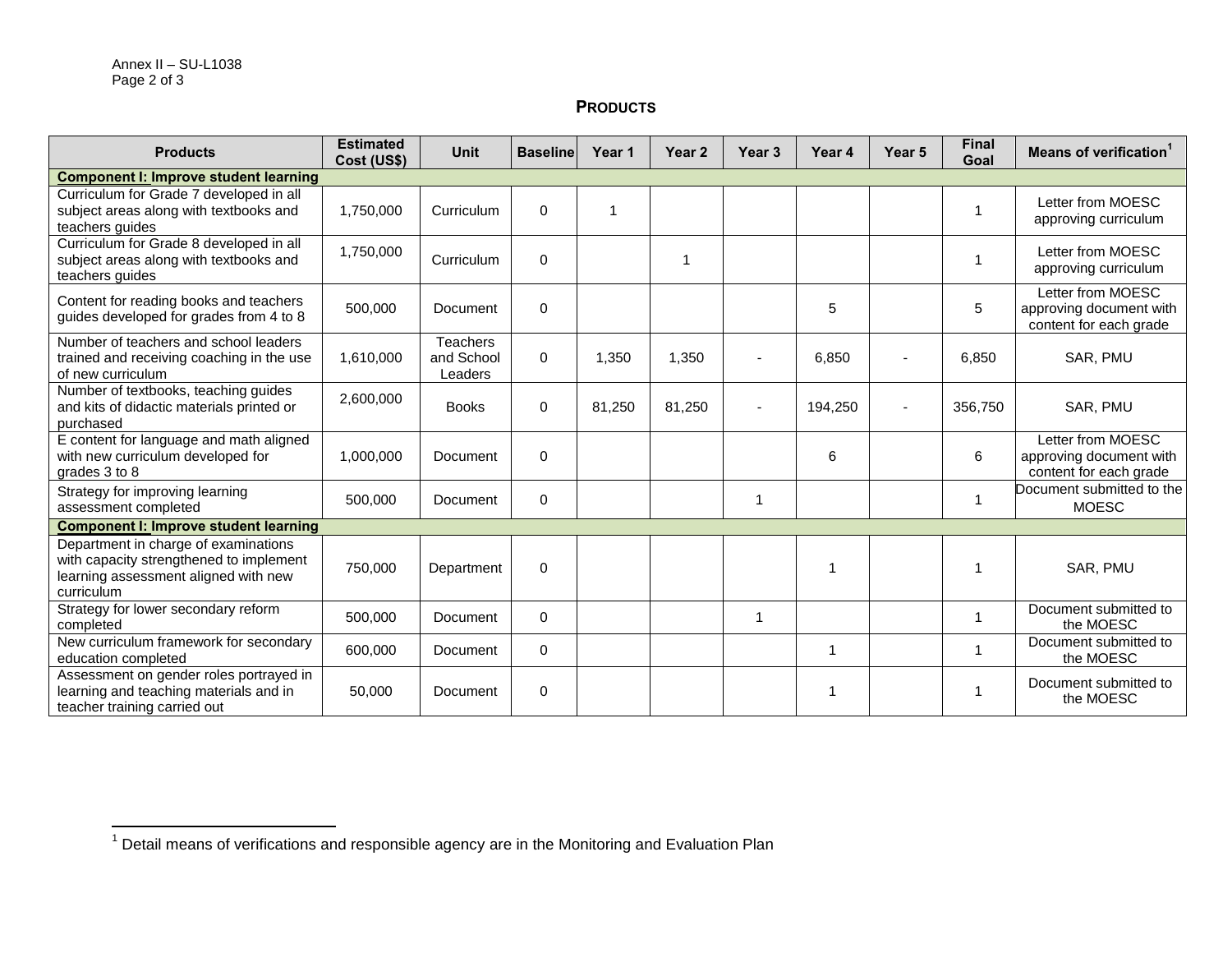## PRODUCTS

| Products | Estimated Cost (US$) | Unit | Baseline | Year 1 | Year 2 | Year 3 | Year 4 | Year 5 | Final Goal | Means of verification[1] |
|---|---|---|---|---|---|---|---|---|---|---|
| **Component I: Improve student learning** | | | | | | | | | | |
| Curriculum for Grade 7 developed in all subject areas along with textbooks and teachers guides | 1,750,000 | Curriculum | 0 | 1 | | | | | 1 | Letter from MOESC approving curriculum |
| Curriculum for Grade 8 developed in all subject areas along with textbooks and teachers guides | 1,750,000 | Curriculum | 0 | | 1 | | | | 1 | Letter from MOESC approving curriculum |
| Content for reading books and teachers guides developed for grades from 4 to 8 | 500,000 | Document | 0 | | | | 5 | | 5 | Letter from MOESC approving document with content for each grade |
| Number of teachers and school leaders trained and receiving coaching in the use of new curriculum | 1,610,000 | Teachers and School Leaders | 0 | 1,350 | 1,350 | - | 6,850 | - | 6,850 | SAR, PMU |
| Number of textbooks, teaching guides and kits of didactic materials printed or purchased | 2,600,000 | Books | 0 | 81,250 | 81,250 | - | 194,250 | - | 356,750 | SAR, PMU |
| E content for language and math aligned with new curriculum developed for grades 3 to 8 | 1,000,000 | Document | 0 | | | | 6 | | 6 | Letter from MOESC approving document with content for each grade |
| Strategy for improving learning assessment completed | 500,000 | Document | 0 | | | 1 | | | 1 | Document submitted to the MOESC |
| **Component I: Improve student learning** | | | | | | | | | | |
| Department in charge of examinations with capacity strengthened to implement learning assessment aligned with new curriculum | 750,000 | Department | 0 | | | | 1 | | 1 | SAR, PMU |
| Strategy for lower secondary reform completed | 500,000 | Document | 0 | | | 1 | | | 1 | Document submitted to the MOESC |
| New curriculum framework for secondary education completed | 600,000 | Document | 0 | | | | 1 | | 1 | Document submitted to the MOESC |
| Assessment on gender roles portrayed in learning and teaching materials and in teacher training carried out | 50,000 | Document | 0 | | | | 1 | | 1 | Document submitted to the MOESC |

[1] Detail means of verifications and responsible agency are in the Monitoring and Evaluation Plan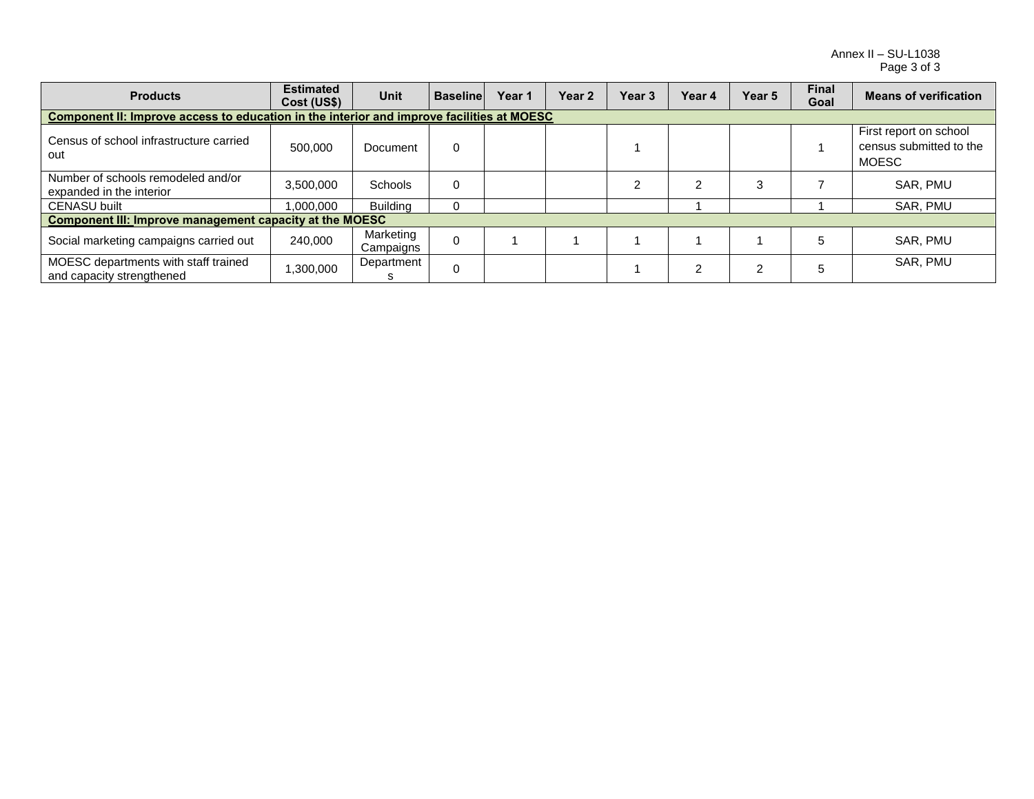| Products | Estimated Cost (US$) | Unit | Baseline | Year 1 | Year 2 | Year 3 | Year 4 | Year 5 | Final Goal | Means of verification |
|---|---|---|---|---|---|---|---|---|---|---|
| **Component II: Improve access to education in the interior and improve facilities at MOESC** | | | | | | | | | | |
| Census of school infrastructure carried out | 500,000 | Document | 0 | | | 1 | | | 1 | First report on school census submitted to the MOESC |
| Number of schools remodeled and/or expanded in the interior | 3,500,000 | Schools | 0 | | | 2 | 2 | 3 | 7 | SAR, PMU |
| CENASU built | 1,000,000 | Building | 0 | | | | 1 | | 1 | SAR, PMU |
| **Component III: Improve management capacity at the MOESC** | | | | | | | | | | |
| Social marketing campaigns carried out | 240,000 | Marketing Campaigns | 0 | 1 | 1 | 1 | 1 | 1 | 5 | SAR, PMU |
| MOESC departments with staff trained and capacity strengthened | 1,300,000 | Departments | 0 | | | 1 | 2 | 2 | 5 | SAR, PMU |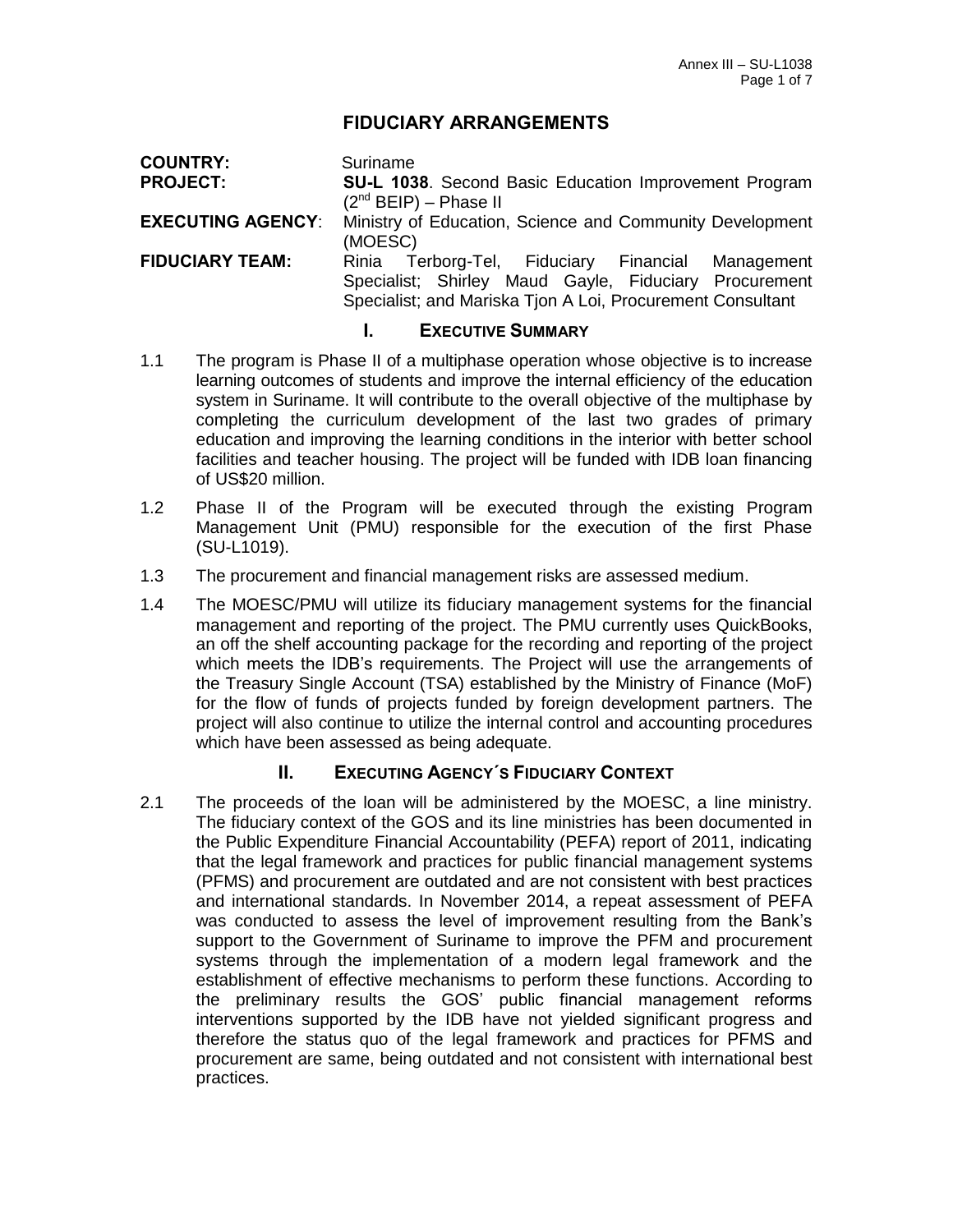# FIDUCIARY ARRANGEMENTS

**COUNTRY:** Suriname

**PROJECT:** **SU-L 1038**. Second Basic Education Improvement Program ($2^{nd}$ BEIP) – Phase II

**EXECUTING AGENCY**: Ministry of Education, Science and Community Development (MOESC)

**FIDUCIARY TEAM:** Rinia Terborg-Tel, Fiduciary Financial Management Specialist; Shirley Maud Gayle, Fiduciary Procurement Specialist; and Mariska Tjon A Loi, Procurement Consultant

## I. EXECUTIVE SUMMARY

1.1 The program is Phase II of a multiphase operation whose objective is to increase learning outcomes of students and improve the internal efficiency of the education system in Suriname. It will contribute to the overall objective of the multiphase by completing the curriculum development of the last two grades of primary education and improving the learning conditions in the interior with better school facilities and teacher housing. The project will be funded with IDB loan financing of US$20 million.

1.2 Phase II of the Program will be executed through the existing Program Management Unit (PMU) responsible for the execution of the first Phase (SU-L1019).

1.3 The procurement and financial management risks are assessed medium.

1.4 The MOESC/PMU will utilize its fiduciary management systems for the financial management and reporting of the project. The PMU currently uses QuickBooks, an off the shelf accounting package for the recording and reporting of the project which meets the IDB's requirements. The Project will use the arrangements of the Treasury Single Account (TSA) established by the Ministry of Finance (MoF) for the flow of funds of projects funded by foreign development partners. The project will also continue to utilize the internal control and accounting procedures which have been assessed as being adequate.

## II. EXECUTING AGENCY´S FIDUCIARY CONTEXT

2.1 The proceeds of the loan will be administered by the MOESC, a line ministry. The fiduciary context of the GOS and its line ministries has been documented in the Public Expenditure Financial Accountability (PEFA) report of 2011, indicating that the legal framework and practices for public financial management systems (PFMS) and procurement are outdated and are not consistent with best practices and international standards. In November 2014, a repeat assessment of PEFA was conducted to assess the level of improvement resulting from the Bank's support to the Government of Suriname to improve the PFM and procurement systems through the implementation of a modern legal framework and the establishment of effective mechanisms to perform these functions. According to the preliminary results the GOS' public financial management reforms interventions supported by the IDB have not yielded significant progress and therefore the status quo of the legal framework and practices for PFMS and procurement are same, being outdated and not consistent with international best practices.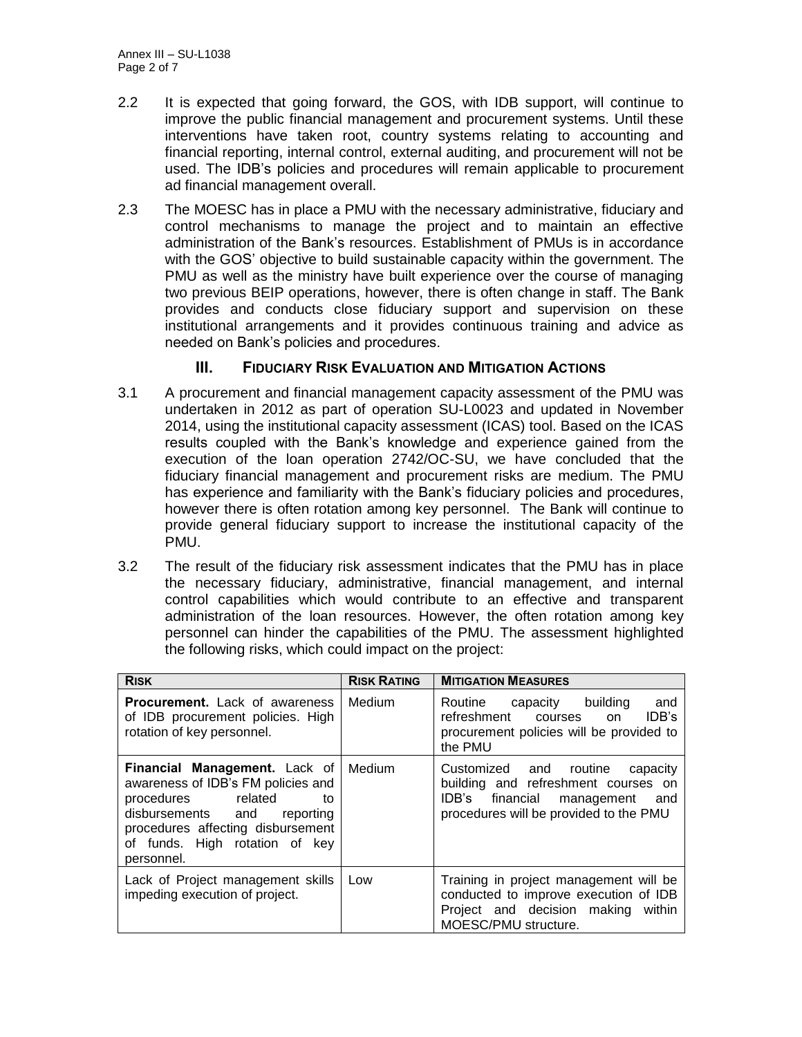2.2 It is expected that going forward, the GOS, with IDB support, will continue to improve the public financial management and procurement systems. Until these interventions have taken root, country systems relating to accounting and financial reporting, internal control, external auditing, and procurement will not be used. The IDB's policies and procedures will remain applicable to procurement ad financial management overall.

2.3 The MOESC has in place a PMU with the necessary administrative, fiduciary and control mechanisms to manage the project and to maintain an effective administration of the Bank's resources. Establishment of PMUs is in accordance with the GOS' objective to build sustainable capacity within the government. The PMU as well as the ministry have built experience over the course of managing two previous BEIP operations, however, there is often change in staff. The Bank provides and conducts close fiduciary support and supervision on these institutional arrangements and it provides continuous training and advice as needed on Bank's policies and procedures.

## III. Fiduciary Risk Evaluation and Mitigation Actions

3.1 A procurement and financial management capacity assessment of the PMU was undertaken in 2012 as part of operation SU-L0023 and updated in November 2014, using the institutional capacity assessment (ICAS) tool. Based on the ICAS results coupled with the Bank's knowledge and experience gained from the execution of the loan operation 2742/OC-SU, we have concluded that the fiduciary financial management and procurement risks are medium. The PMU has experience and familiarity with the Bank's fiduciary policies and procedures, however there is often rotation among key personnel. The Bank will continue to provide general fiduciary support to increase the institutional capacity of the PMU.

3.2 The result of the fiduciary risk assessment indicates that the PMU has in place the necessary fiduciary, administrative, financial management, and internal control capabilities which would contribute to an effective and transparent administration of the loan resources. However, the often rotation among key personnel can hinder the capabilities of the PMU. The assessment highlighted the following risks, which could impact on the project:

| Risk | Risk Rating | Mitigation Measures |
|---|---|---|
| **Procurement.** Lack of awareness of IDB procurement policies. High rotation of key personnel. | Medium | Routine capacity building and refreshment courses on IDB's procurement policies will be provided to the PMU |
| **Financial Management.** Lack of awareness of IDB's FM policies and procedures related to disbursements and reporting procedures affecting disbursement of funds. High rotation of key personnel. | Medium | Customized and routine capacity building and refreshment courses on IDB's financial management and procedures will be provided to the PMU |
| Lack of Project management skills impeding execution of project. | Low | Training in project management will be conducted to improve execution of IDB Project and decision making within MOESC/PMU structure. |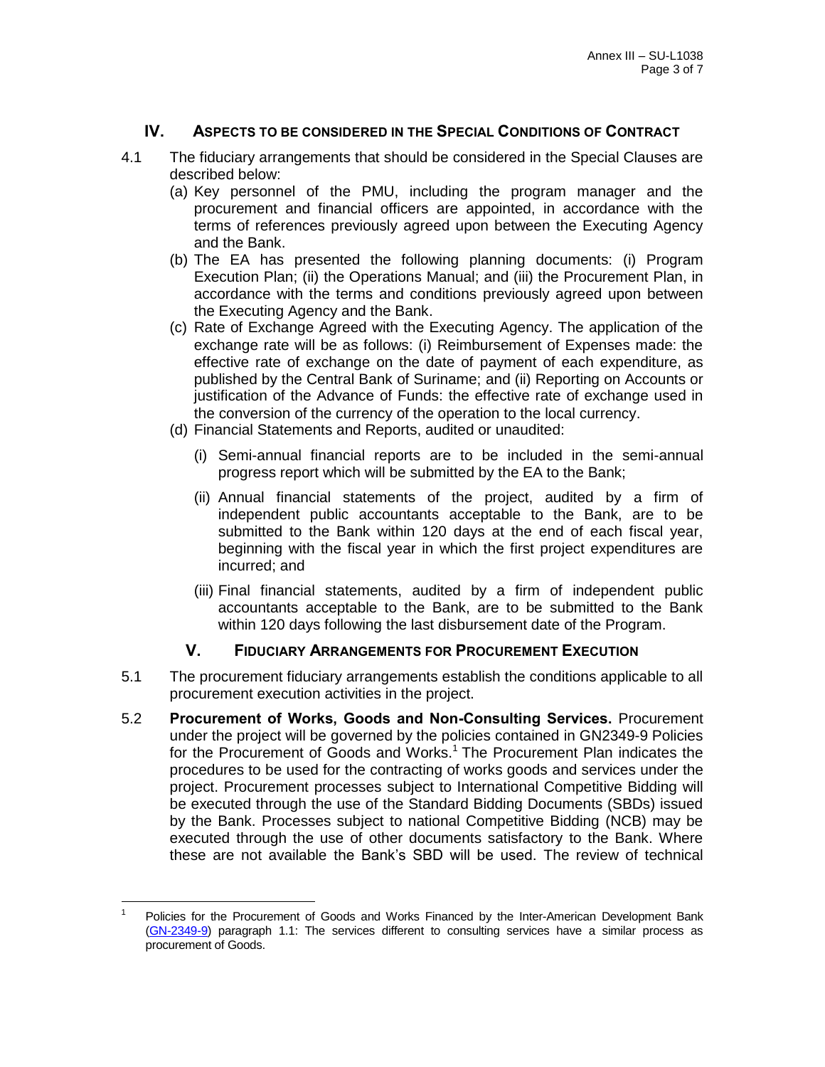## IV. Aspects to be Considered in the Special Conditions of Contract

4.1 The fiduciary arrangements that should be considered in the Special Clauses are described below:

(a) Key personnel of the PMU, including the program manager and the procurement and financial officers are appointed, in accordance with the terms of references previously agreed upon between the Executing Agency and the Bank.

(b) The EA has presented the following planning documents: (i) Program Execution Plan; (ii) the Operations Manual; and (iii) the Procurement Plan, in accordance with the terms and conditions previously agreed upon between the Executing Agency and the Bank.

(c) Rate of Exchange Agreed with the Executing Agency. The application of the exchange rate will be as follows: (i) Reimbursement of Expenses made: the effective rate of exchange on the date of payment of each expenditure, as published by the Central Bank of Suriname; and (ii) Reporting on Accounts or justification of the Advance of Funds: the effective rate of exchange used in the conversion of the currency of the operation to the local currency.

(d) Financial Statements and Reports, audited or unaudited:

(i) Semi-annual financial reports are to be included in the semi-annual progress report which will be submitted by the EA to the Bank;

(ii) Annual financial statements of the project, audited by a firm of independent public accountants acceptable to the Bank, are to be submitted to the Bank within 120 days at the end of each fiscal year, beginning with the fiscal year in which the first project expenditures are incurred; and

(iii) Final financial statements, audited by a firm of independent public accountants acceptable to the Bank, are to be submitted to the Bank within 120 days following the last disbursement date of the Program.

## V. Fiduciary Arrangements for Procurement Execution

5.1 The procurement fiduciary arrangements establish the conditions applicable to all procurement execution activities in the project.

5.2 **Procurement of Works, Goods and Non-Consulting Services.** Procurement under the project will be governed by the policies contained in GN2349-9 Policies for the Procurement of Goods and Works.[1] The Procurement Plan indicates the procedures to be used for the contracting of works goods and services under the project. Procurement processes subject to International Competitive Bidding will be executed through the use of the Standard Bidding Documents (SBDs) issued by the Bank. Processes subject to national Competitive Bidding (NCB) may be executed through the use of other documents satisfactory to the Bank. Where these are not available the Bank's SBD will be used. The review of technical

---

[1] Policies for the Procurement of Goods and Works Financed by the Inter-American Development Bank (GN-2349-9) paragraph 1.1: The services different to consulting services have a similar process as procurement of Goods.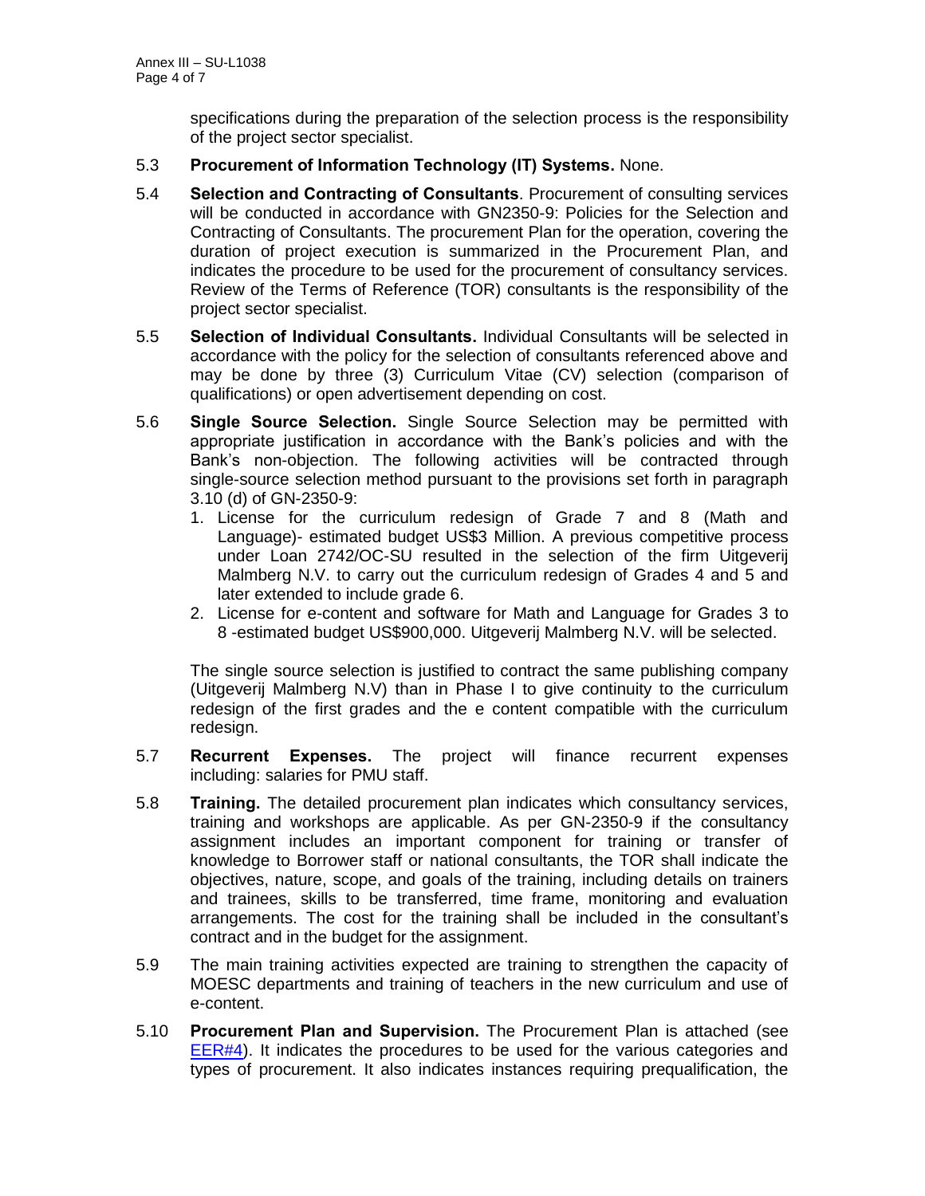specifications during the preparation of the selection process is the responsibility of the project sector specialist.

5.3 **Procurement of Information Technology (IT) Systems.** None.

5.4 **Selection and Contracting of Consultants**. Procurement of consulting services will be conducted in accordance with GN2350-9: Policies for the Selection and Contracting of Consultants. The procurement Plan for the operation, covering the duration of project execution is summarized in the Procurement Plan, and indicates the procedure to be used for the procurement of consultancy services. Review of the Terms of Reference (TOR) consultants is the responsibility of the project sector specialist.

5.5 **Selection of Individual Consultants.** Individual Consultants will be selected in accordance with the policy for the selection of consultants referenced above and may be done by three (3) Curriculum Vitae (CV) selection (comparison of qualifications) or open advertisement depending on cost.

5.6 **Single Source Selection.** Single Source Selection may be permitted with appropriate justification in accordance with the Bank's policies and with the Bank's non-objection. The following activities will be contracted through single-source selection method pursuant to the provisions set forth in paragraph 3.10 (d) of GN-2350-9:

1. License for the curriculum redesign of Grade 7 and 8 (Math and Language)- estimated budget US$3 Million. A previous competitive process under Loan 2742/OC-SU resulted in the selection of the firm Uitgeverij Malmberg N.V. to carry out the curriculum redesign of Grades 4 and 5 and later extended to include grade 6.
2. License for e-content and software for Math and Language for Grades 3 to 8 -estimated budget US$900,000. Uitgeverij Malmberg N.V. will be selected.

The single source selection is justified to contract the same publishing company (Uitgeverij Malmberg N.V) than in Phase I to give continuity to the curriculum redesign of the first grades and the e content compatible with the curriculum redesign.

5.7 **Recurrent Expenses.** The project will finance recurrent expenses including: salaries for PMU staff.

5.8 **Training.** The detailed procurement plan indicates which consultancy services, training and workshops are applicable. As per GN-2350-9 if the consultancy assignment includes an important component for training or transfer of knowledge to Borrower staff or national consultants, the TOR shall indicate the objectives, nature, scope, and goals of the training, including details on trainers and trainees, skills to be transferred, time frame, monitoring and evaluation arrangements. The cost for the training shall be included in the consultant's contract and in the budget for the assignment.

5.9 The main training activities expected are training to strengthen the capacity of MOESC departments and training of teachers in the new curriculum and use of e-content.

5.10 **Procurement Plan and Supervision.** The Procurement Plan is attached (see EER#4). It indicates the procedures to be used for the various categories and types of procurement. It also indicates instances requiring prequalification, the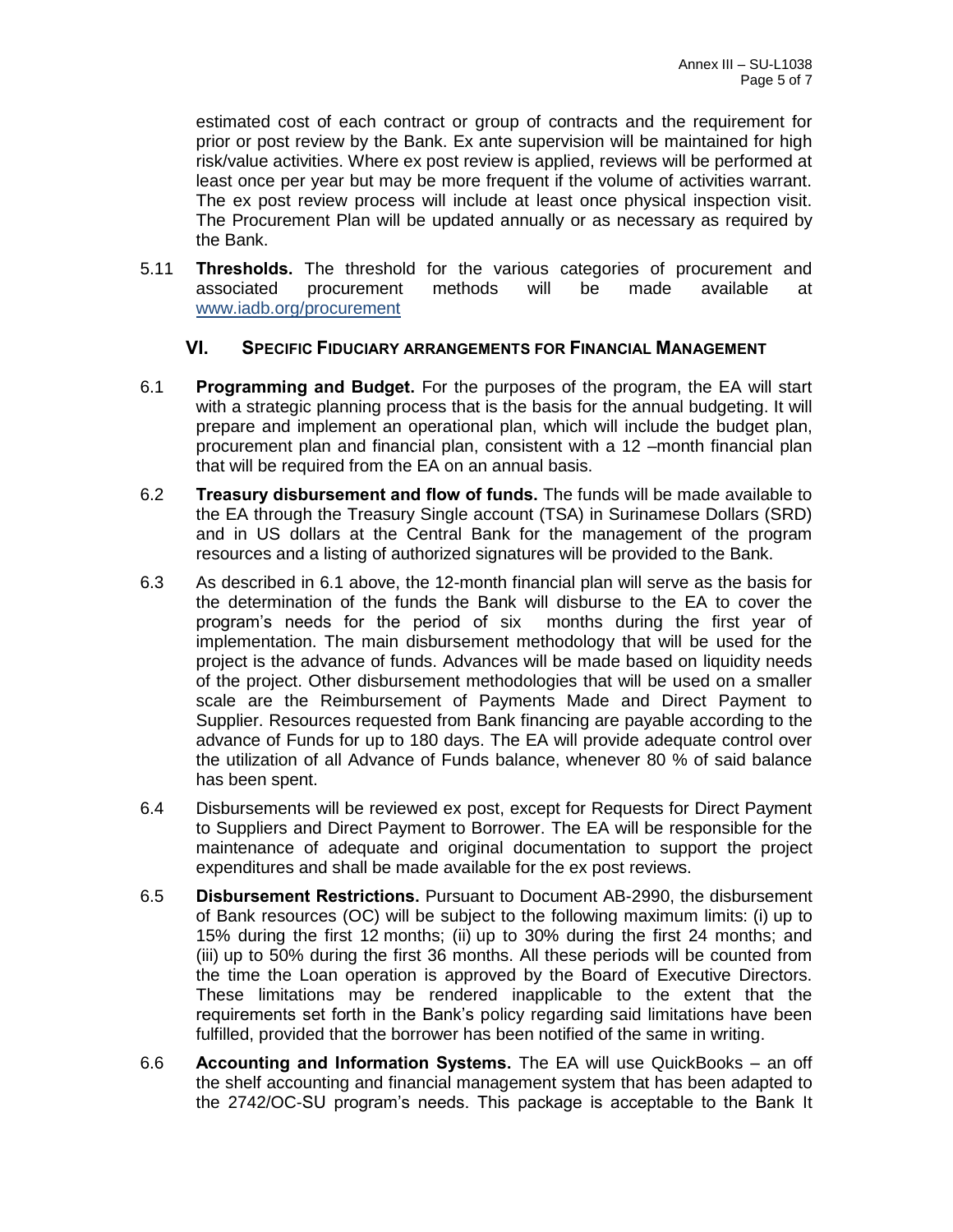estimated cost of each contract or group of contracts and the requirement for prior or post review by the Bank. Ex ante supervision will be maintained for high risk/value activities. Where ex post review is applied, reviews will be performed at least once per year but may be more frequent if the volume of activities warrant. The ex post review process will include at least once physical inspection visit. The Procurement Plan will be updated annually or as necessary as required by the Bank.

5.11 **Thresholds.** The threshold for the various categories of procurement and associated procurement methods will be made available at www.iadb.org/procurement

## VI. SPECIFIC FIDUCIARY ARRANGEMENTS FOR FINANCIAL MANAGEMENT

6.1 **Programming and Budget.** For the purposes of the program, the EA will start with a strategic planning process that is the basis for the annual budgeting. It will prepare and implement an operational plan, which will include the budget plan, procurement plan and financial plan, consistent with a 12 –month financial plan that will be required from the EA on an annual basis.

6.2 **Treasury disbursement and flow of funds.** The funds will be made available to the EA through the Treasury Single account (TSA) in Surinamese Dollars (SRD) and in US dollars at the Central Bank for the management of the program resources and a listing of authorized signatures will be provided to the Bank.

6.3 As described in 6.1 above, the 12-month financial plan will serve as the basis for the determination of the funds the Bank will disburse to the EA to cover the program's needs for the period of six months during the first year of implementation. The main disbursement methodology that will be used for the project is the advance of funds. Advances will be made based on liquidity needs of the project. Other disbursement methodologies that will be used on a smaller scale are the Reimbursement of Payments Made and Direct Payment to Supplier. Resources requested from Bank financing are payable according to the advance of Funds for up to 180 days. The EA will provide adequate control over the utilization of all Advance of Funds balance, whenever 80 % of said balance has been spent.

6.4 Disbursements will be reviewed ex post, except for Requests for Direct Payment to Suppliers and Direct Payment to Borrower. The EA will be responsible for the maintenance of adequate and original documentation to support the project expenditures and shall be made available for the ex post reviews.

6.5 **Disbursement Restrictions.** Pursuant to Document AB-2990, the disbursement of Bank resources (OC) will be subject to the following maximum limits: (i) up to 15% during the first 12 months; (ii) up to 30% during the first 24 months; and (iii) up to 50% during the first 36 months. All these periods will be counted from the time the Loan operation is approved by the Board of Executive Directors. These limitations may be rendered inapplicable to the extent that the requirements set forth in the Bank's policy regarding said limitations have been fulfilled, provided that the borrower has been notified of the same in writing.

6.6 **Accounting and Information Systems.** The EA will use QuickBooks – an off the shelf accounting and financial management system that has been adapted to the 2742/OC-SU program's needs. This package is acceptable to the Bank It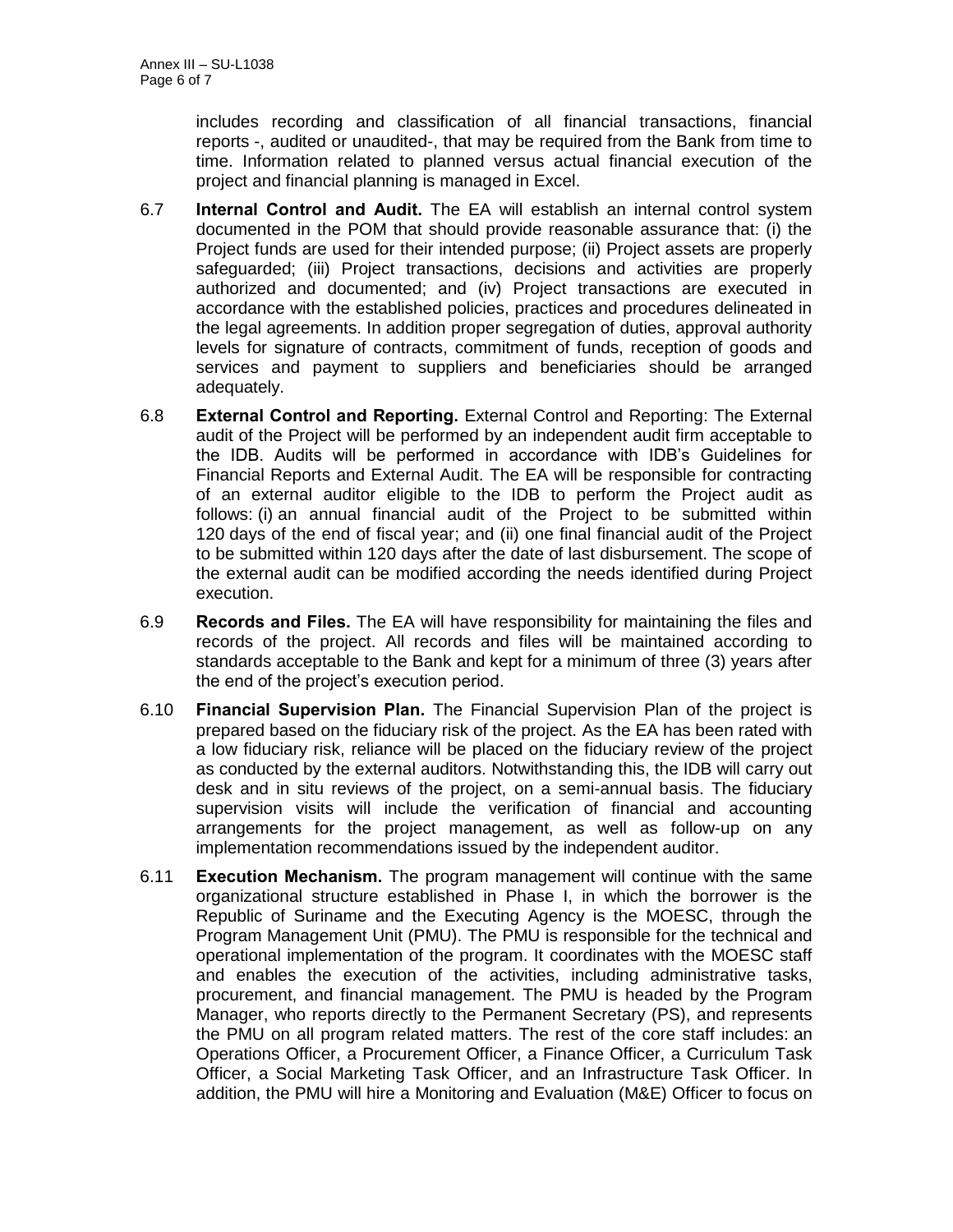includes recording and classification of all financial transactions, financial reports -, audited or unaudited-, that may be required from the Bank from time to time. Information related to planned versus actual financial execution of the project and financial planning is managed in Excel.

6.7 **Internal Control and Audit.** The EA will establish an internal control system documented in the POM that should provide reasonable assurance that: (i) the Project funds are used for their intended purpose; (ii) Project assets are properly safeguarded; (iii) Project transactions, decisions and activities are properly authorized and documented; and (iv) Project transactions are executed in accordance with the established policies, practices and procedures delineated in the legal agreements. In addition proper segregation of duties, approval authority levels for signature of contracts, commitment of funds, reception of goods and services and payment to suppliers and beneficiaries should be arranged adequately.

6.8 **External Control and Reporting.** External Control and Reporting: The External audit of the Project will be performed by an independent audit firm acceptable to the IDB. Audits will be performed in accordance with IDB's Guidelines for Financial Reports and External Audit. The EA will be responsible for contracting of an external auditor eligible to the IDB to perform the Project audit as follows: (i) an annual financial audit of the Project to be submitted within 120 days of the end of fiscal year; and (ii) one final financial audit of the Project to be submitted within 120 days after the date of last disbursement. The scope of the external audit can be modified according the needs identified during Project execution.

6.9 **Records and Files.** The EA will have responsibility for maintaining the files and records of the project. All records and files will be maintained according to standards acceptable to the Bank and kept for a minimum of three (3) years after the end of the project's execution period.

6.10 **Financial Supervision Plan.** The Financial Supervision Plan of the project is prepared based on the fiduciary risk of the project. As the EA has been rated with a low fiduciary risk, reliance will be placed on the fiduciary review of the project as conducted by the external auditors. Notwithstanding this, the IDB will carry out desk and in situ reviews of the project, on a semi-annual basis. The fiduciary supervision visits will include the verification of financial and accounting arrangements for the project management, as well as follow-up on any implementation recommendations issued by the independent auditor.

6.11 **Execution Mechanism.** The program management will continue with the same organizational structure established in Phase I, in which the borrower is the Republic of Suriname and the Executing Agency is the MOESC, through the Program Management Unit (PMU). The PMU is responsible for the technical and operational implementation of the program. It coordinates with the MOESC staff and enables the execution of the activities, including administrative tasks, procurement, and financial management. The PMU is headed by the Program Manager, who reports directly to the Permanent Secretary (PS), and represents the PMU on all program related matters. The rest of the core staff includes: an Operations Officer, a Procurement Officer, a Finance Officer, a Curriculum Task Officer, a Social Marketing Task Officer, and an Infrastructure Task Officer. In addition, the PMU will hire a Monitoring and Evaluation (M&E) Officer to focus on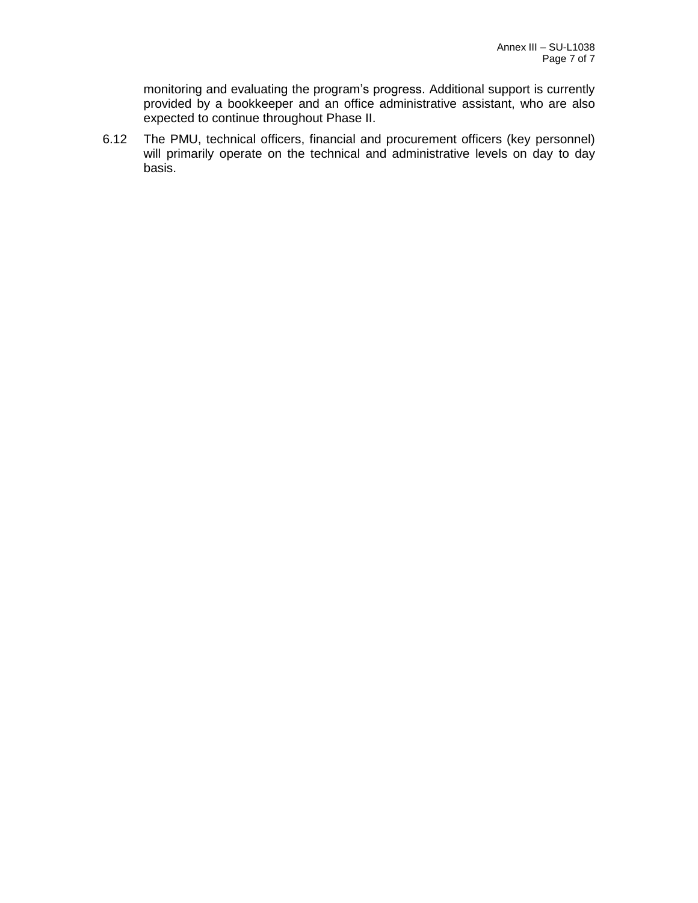monitoring and evaluating the program's progress. Additional support is currently provided by a bookkeeper and an office administrative assistant, who are also expected to continue throughout Phase II.

6.12 The PMU, technical officers, financial and procurement officers (key personnel) will primarily operate on the technical and administrative levels on day to day basis.